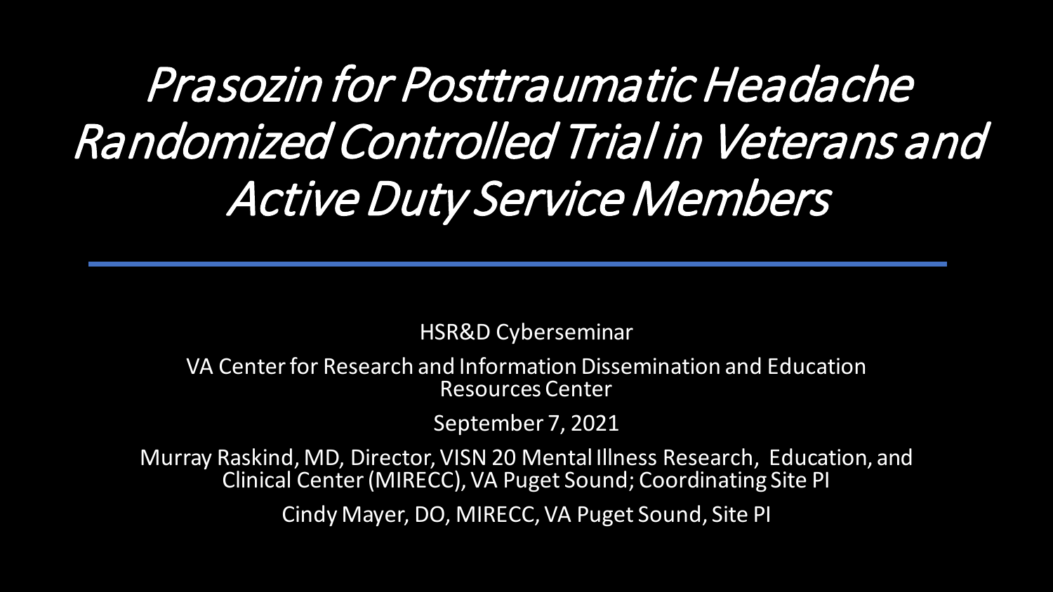# *Prasozin for Posttraumatic Headache Randomized Controlled Trial in Veterans and Active Duty Service Members*

HSR&D Cyberseminar

VA Center for Research and Information Dissemination and Education Resources Center

September 7, 2021

Murray Raskind, MD, Director, VISN 20 Mental Illness Research, Education, and Clinical Center (MIRECC), VA Puget Sound; Coordinating Site PI

Cindy Mayer, DO, MIRECC, VA Puget Sound, Site PI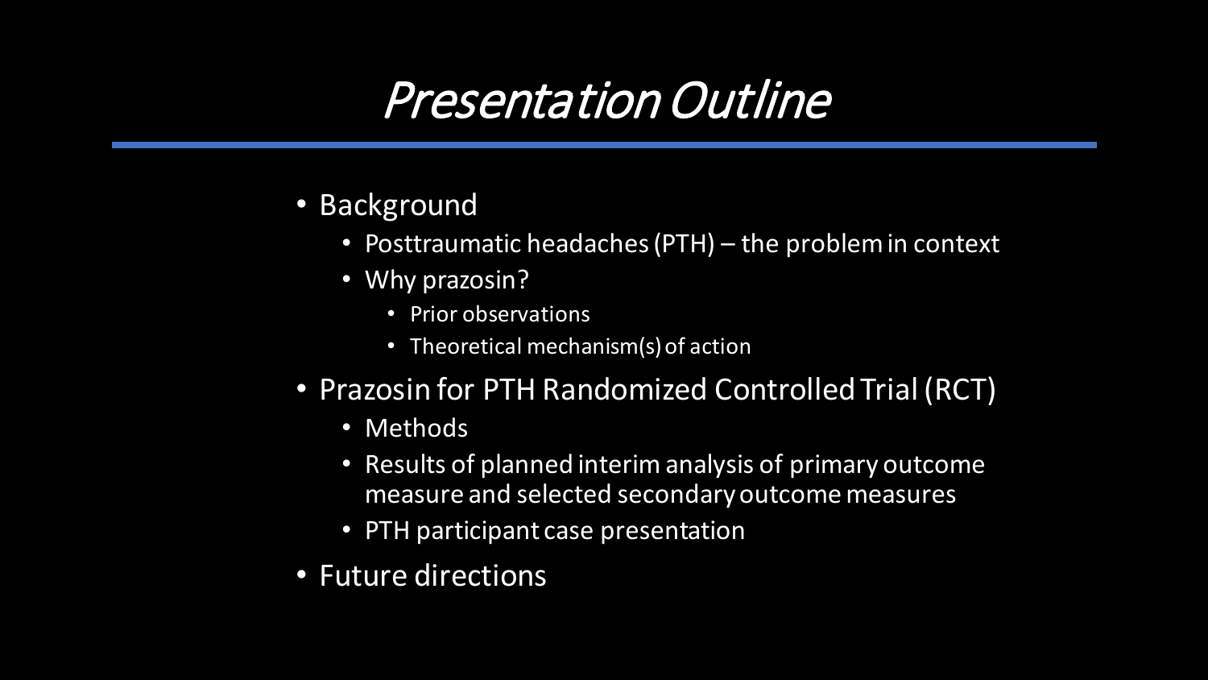# *Presentation Outline*

- Background
  - Posttraumatic headaches (PTH) – the problem in context
  - Why prazosin?
    - Prior observations
    - Theoretical mechanism(s) of action
- Prazosin for PTH Randomized Controlled Trial (RCT)
  - Methods
  - Results of planned interim analysis of primary outcome measure and selected secondary outcome measures
  - PTH participant case presentation
- Future directions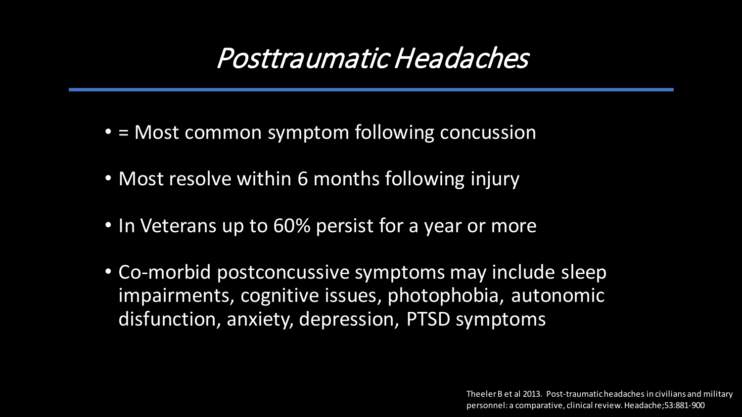# *Posttraumatic Headaches*

- = Most common symptom following concussion
- Most resolve within 6 months following injury
- In Veterans up to 60% persist for a year or more
- Co-morbid postconcussive symptoms may include sleep impairments, cognitive issues, photophobia, autonomic disfunction, anxiety, depression, PTSD symptoms

Theeler B et al 2013. Post-traumatic headaches in civilians and military personnel: a comparative, clinical review. Headache;53:881-900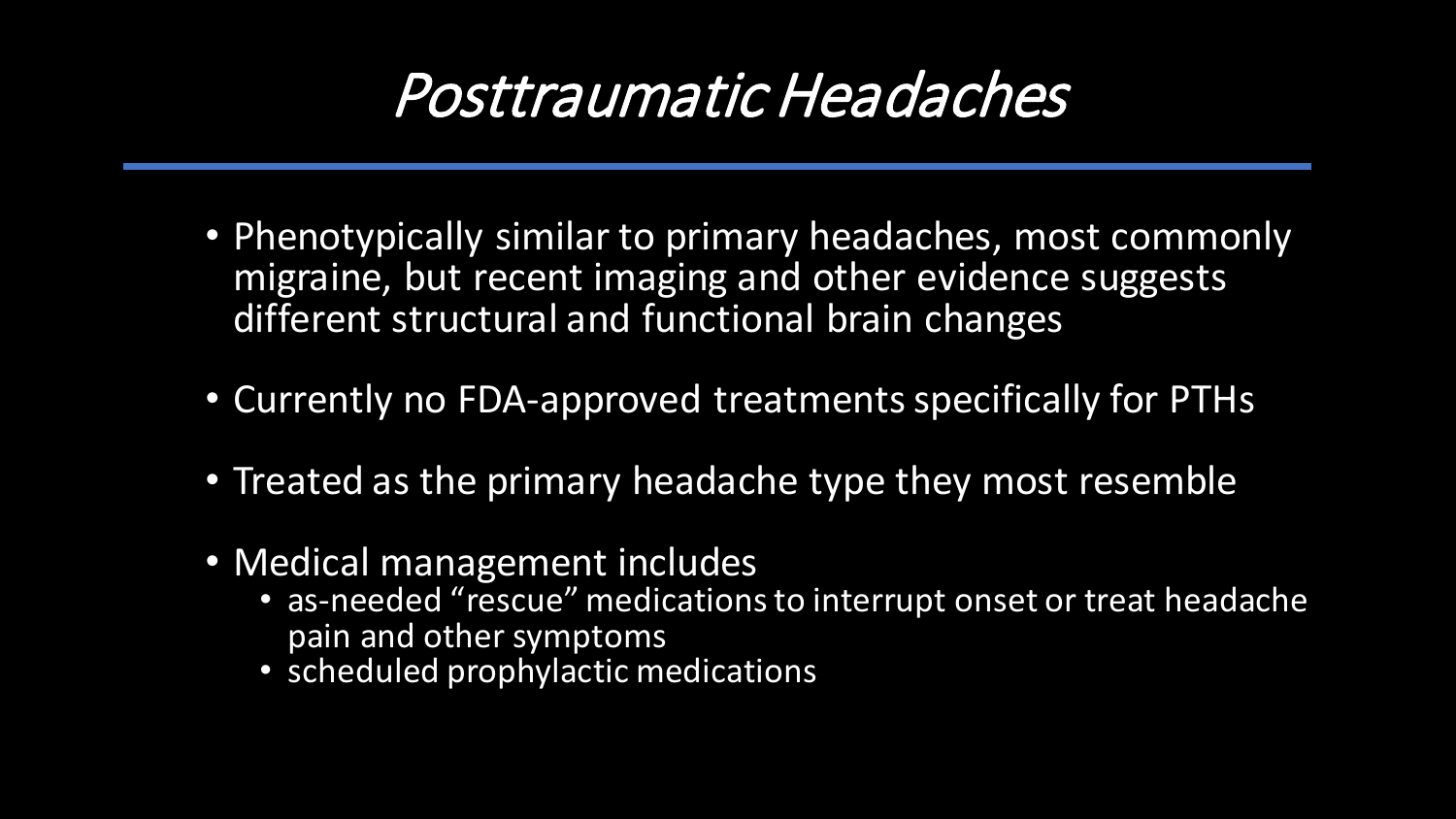# *Posttraumatic Headaches*

- Phenotypically similar to primary headaches, most commonly migraine, but recent imaging and other evidence suggests different structural and functional brain changes
- Currently no FDA-approved treatments specifically for PTHs
- Treated as the primary headache type they most resemble
- Medical management includes
  - as-needed “rescue” medications to interrupt onset or treat headache pain and other symptoms
  - scheduled prophylactic medications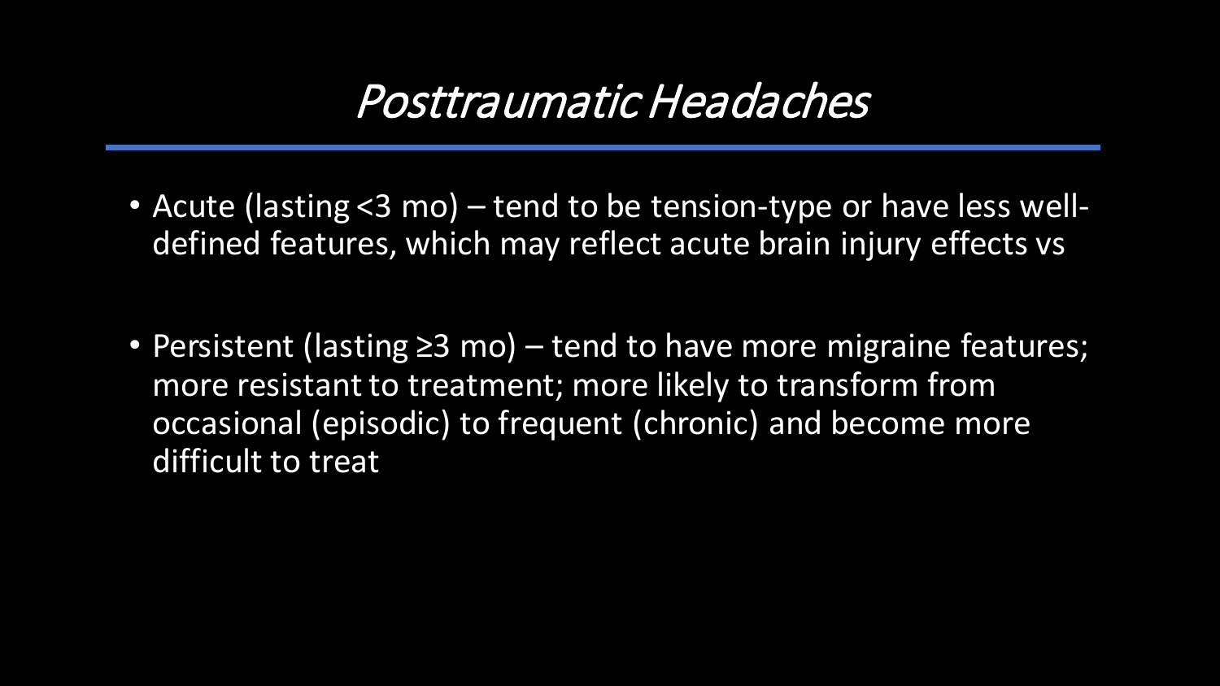# *Posttraumatic Headaches*

- Acute (lasting <3 mo) – tend to be tension-type or have less well-defined features, which may reflect acute brain injury effects vs

- Persistent (lasting ≥3 mo) – tend to have more migraine features; more resistant to treatment; more likely to transform from occasional (episodic) to frequent (chronic) and become more difficult to treat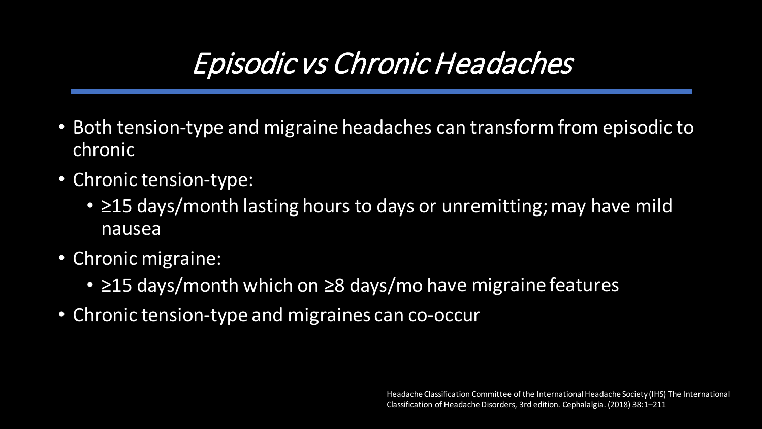# *Episodic vs Chronic Headaches*

- Both tension-type and migraine headaches can transform from episodic to chronic
- Chronic tension-type:
  - ≥15 days/month lasting hours to days or unremitting; may have mild nausea
- Chronic migraine:
  - ≥15 days/month which on ≥8 days/mo have migraine features
- Chronic tension-type and migraines can co-occur

Headache Classification Committee of the International Headache Society (IHS) The International Classification of Headache Disorders, 3rd edition. Cephalalgia. (2018) 38:1–211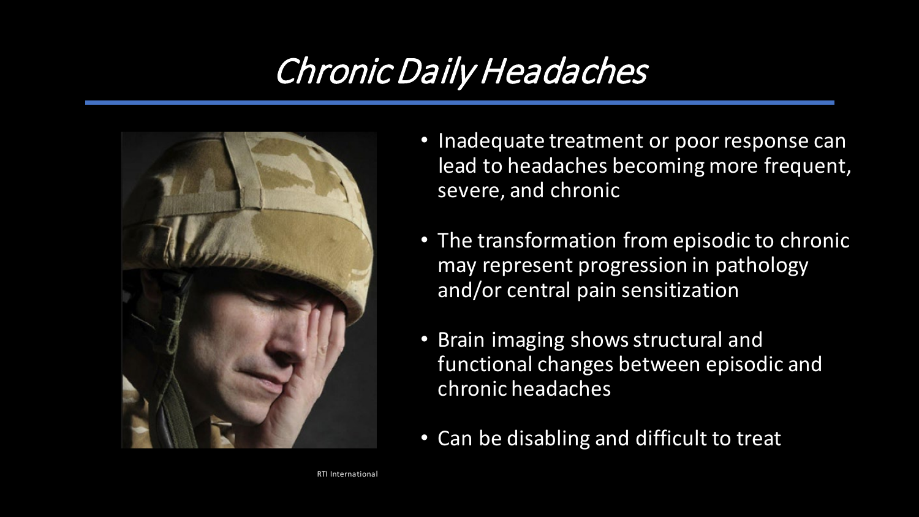# Chronic Daily Headaches

- Inadequate treatment or poor response can lead to headaches becoming more frequent, severe, and chronic
- The transformation from episodic to chronic may represent progression in pathology and/or central pain sensitization
- Brain imaging shows structural and functional changes between episodic and chronic headaches
- Can be disabling and difficult to treat

RTI International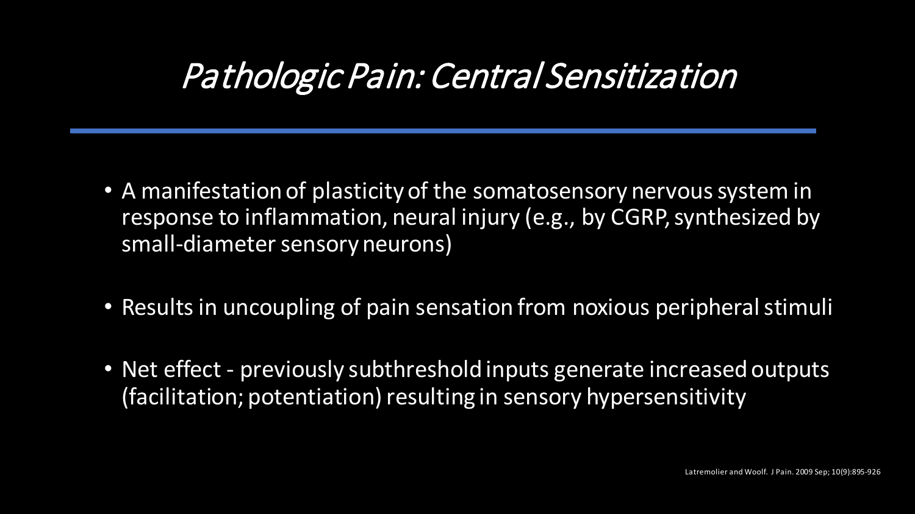# *Pathologic Pain: Central Sensitization*

- A manifestation of plasticity of the somatosensory nervous system in response to inflammation, neural injury (e.g., by CGRP, synthesized by small-diameter sensory neurons)
- Results in uncoupling of pain sensation from noxious peripheral stimuli
- Net effect - previously subthreshold inputs generate increased outputs (facilitation; potentiation) resulting in sensory hypersensitivity

Latremolier and Woolf. J Pain. 2009 Sep; 10(9):895-926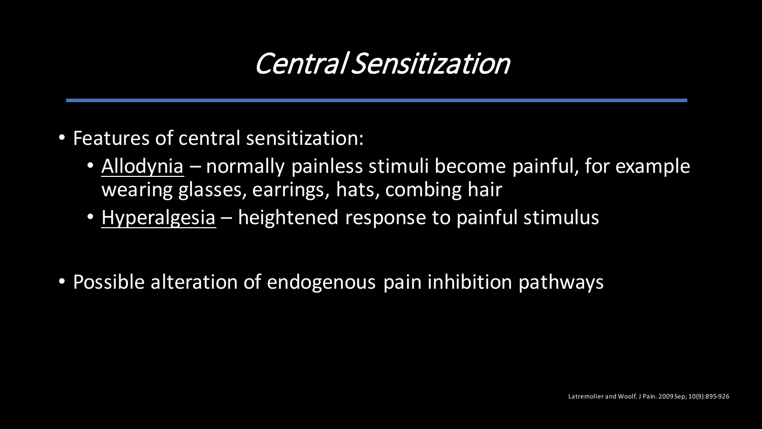# *Central Sensitization*

- Features of central sensitization:
  - Allodynia – normally painless stimuli become painful, for example wearing glasses, earrings, hats, combing hair
  - Hyperalgesia – heightened response to painful stimulus

- Possible alteration of endogenous pain inhibition pathways

Latremolier and Woolf. J Pain. 2009 Sep; 10(9):895-926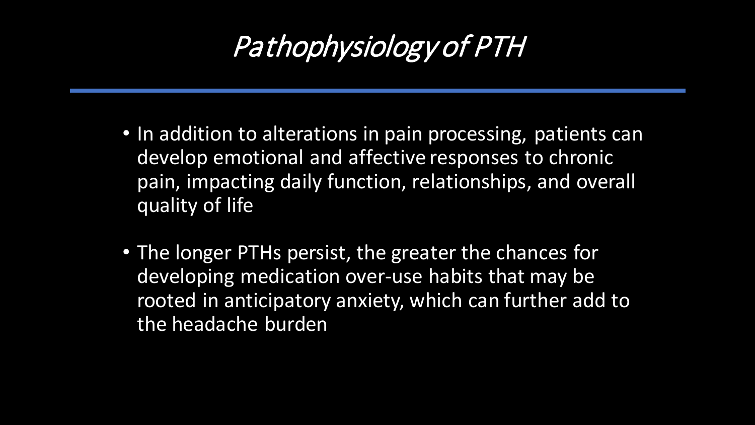# *Pathophysiology of PTH*

- In addition to alterations in pain processing, patients can develop emotional and affective responses to chronic pain, impacting daily function, relationships, and overall quality of life
- The longer PTHs persist, the greater the chances for developing medication over-use habits that may be rooted in anticipatory anxiety, which can further add to the headache burden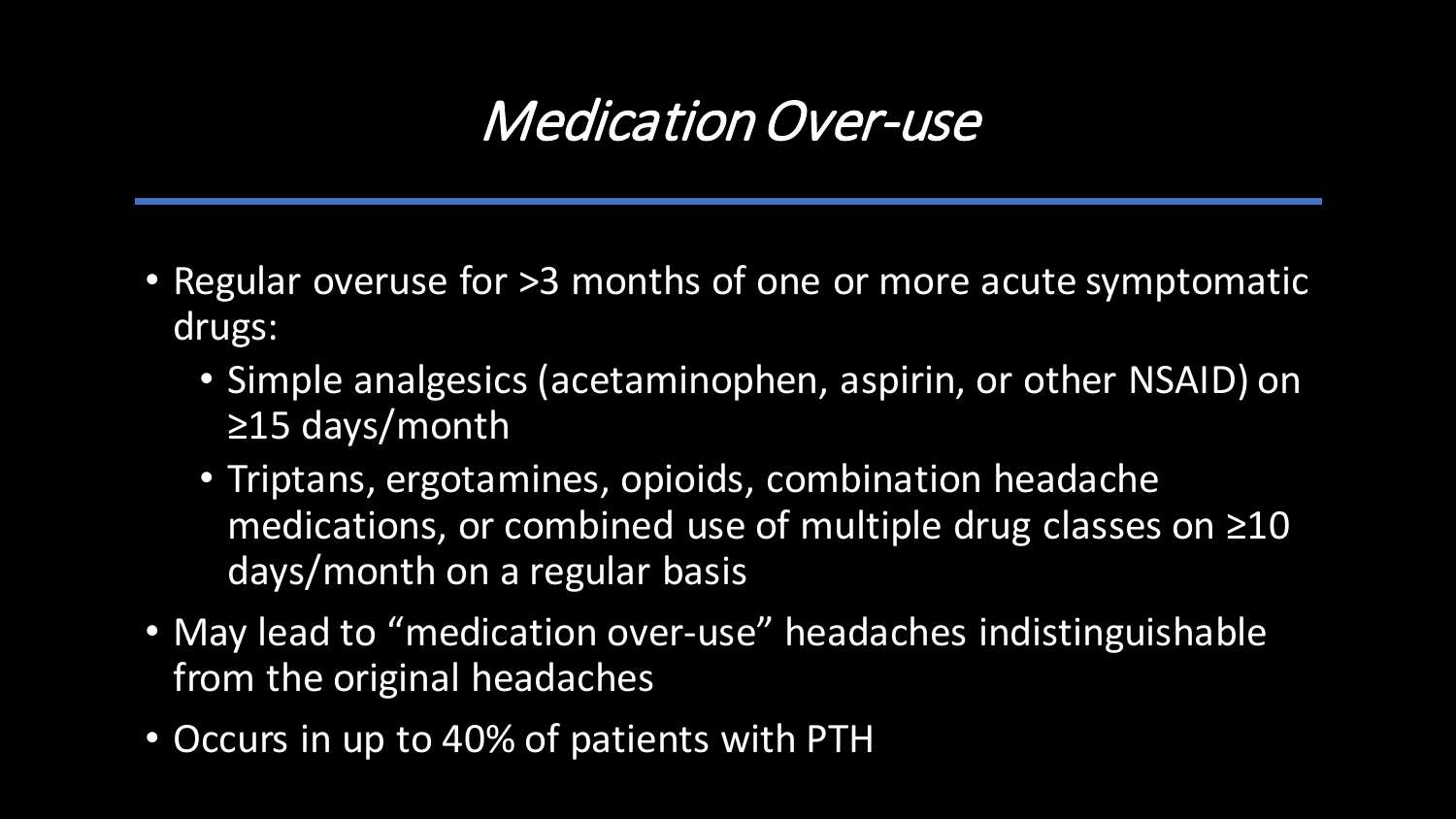# *Medication Over-use*

- Regular overuse for >3 months of one or more acute symptomatic drugs:
  - Simple analgesics (acetaminophen, aspirin, or other NSAID) on ≥15 days/month
  - Triptans, ergotamines, opioids, combination headache medications, or combined use of multiple drug classes on ≥10 days/month on a regular basis
- May lead to "medication over-use" headaches indistinguishable from the original headaches
- Occurs in up to 40% of patients with PTH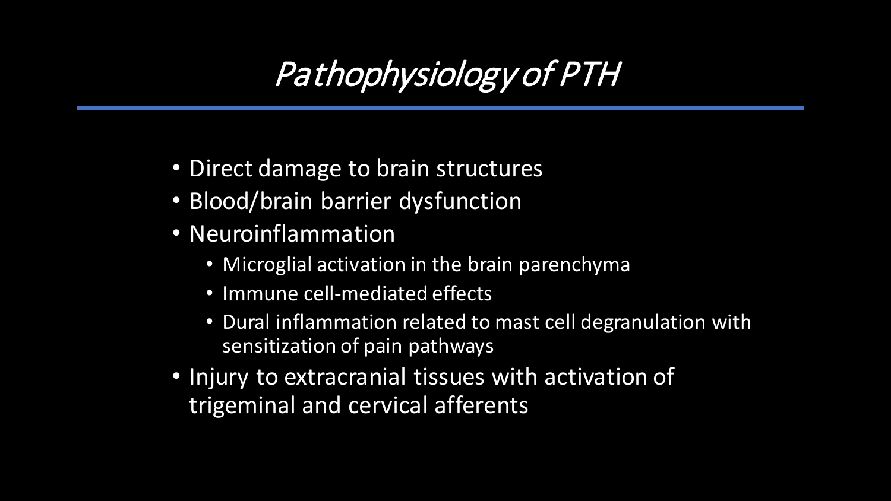# *Pathophysiology of PTH*

- Direct damage to brain structures
- Blood/brain barrier dysfunction
- Neuroinflammation
  - Microglial activation in the brain parenchyma
  - Immune cell-mediated effects
  - Dural inflammation related to mast cell degranulation with sensitization of pain pathways
- Injury to extracranial tissues with activation of trigeminal and cervical afferents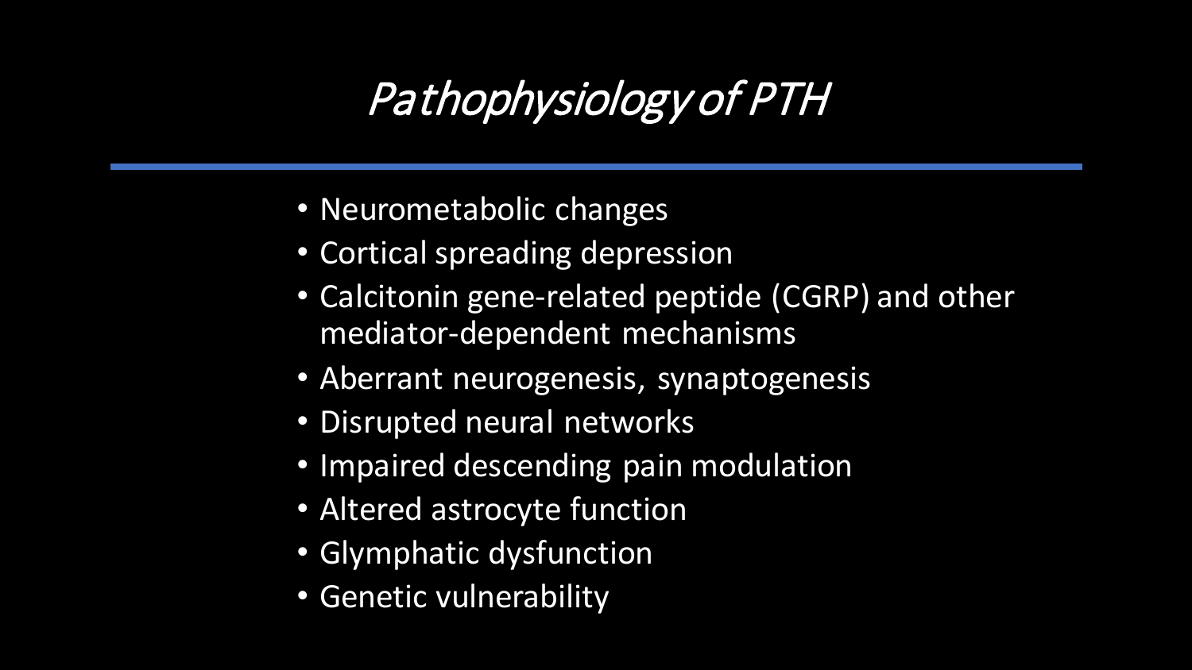# *Pathophysiology of PTH*

- Neurometabolic changes
- Cortical spreading depression
- Calcitonin gene-related peptide (CGRP) and other mediator-dependent mechanisms
- Aberrant neurogenesis, synaptogenesis
- Disrupted neural networks
- Impaired descending pain modulation
- Altered astrocyte function
- Glymphatic dysfunction
- Genetic vulnerability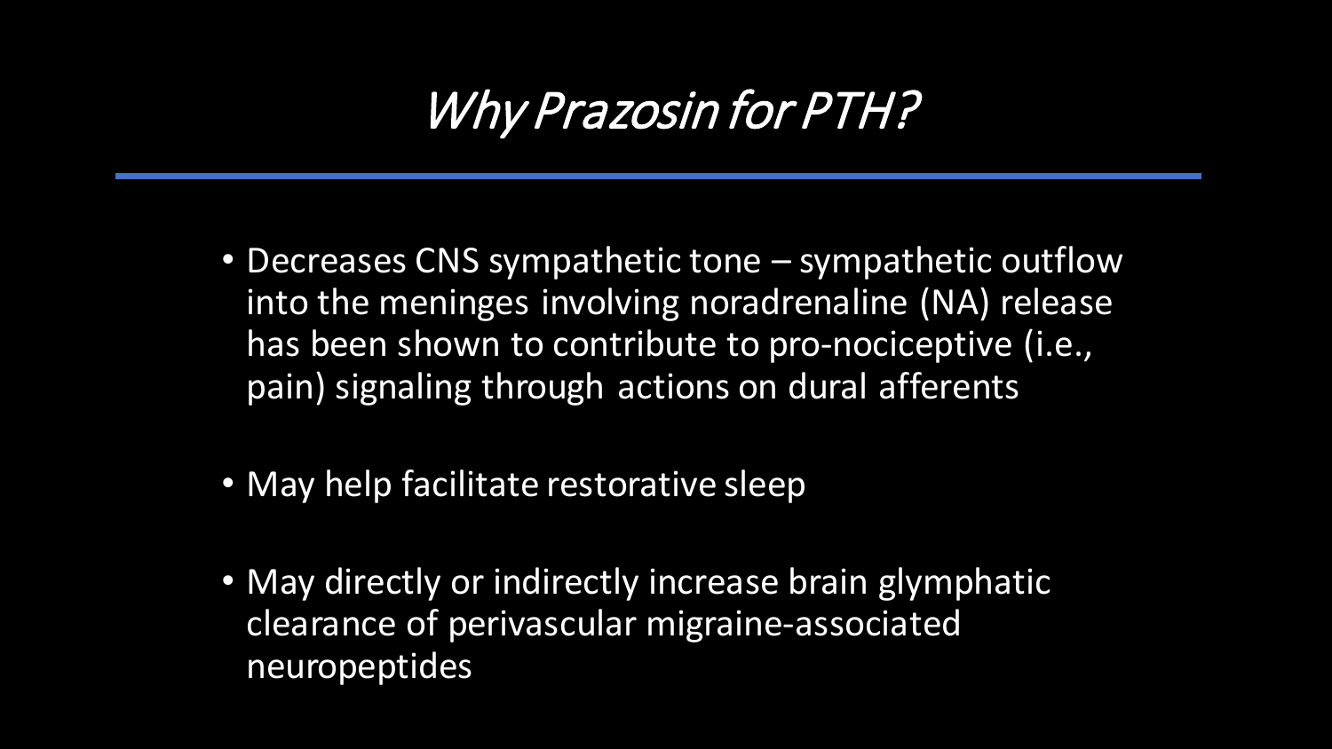# *Why Prazosin for PTH?*

- Decreases CNS sympathetic tone – sympathetic outflow into the meninges involving noradrenaline (NA) release has been shown to contribute to pro-nociceptive (i.e., pain) signaling through actions on dural afferents
- May help facilitate restorative sleep
- May directly or indirectly increase brain glymphatic clearance of perivascular migraine-associated neuropeptides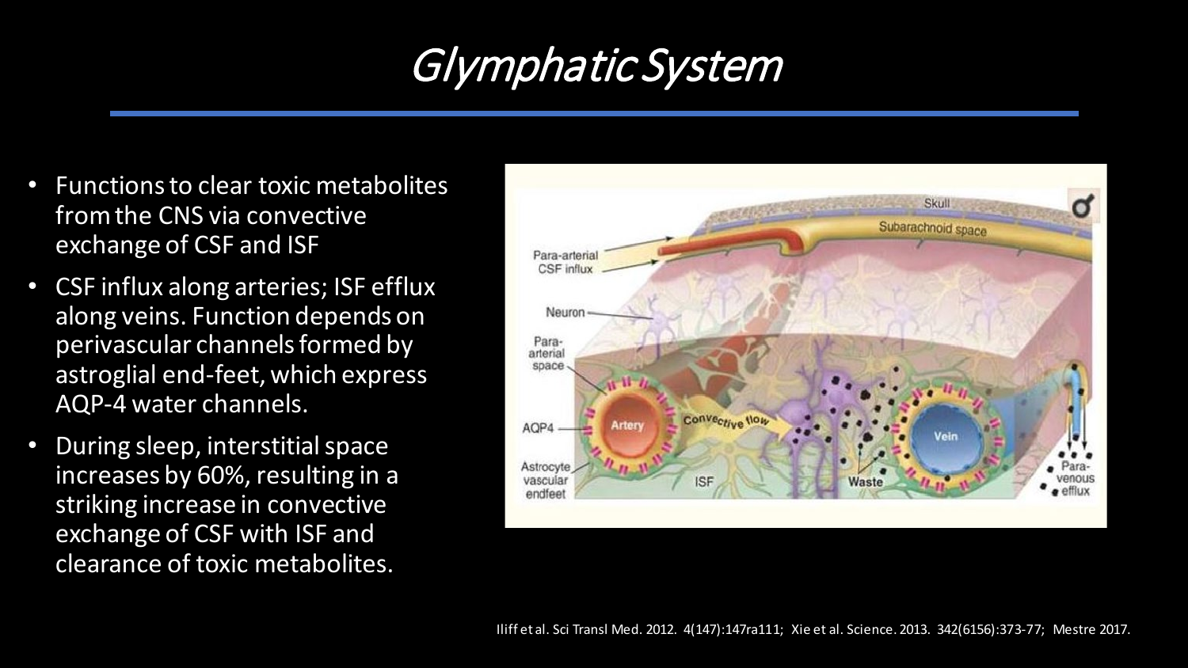# Glymphatic System

- Functions to clear toxic metabolites from the CNS via convective exchange of CSF and ISF
- CSF influx along arteries; ISF efflux along veins. Function depends on perivascular channels formed by astroglial end-feet, which express AQP-4 water channels.
- During sleep, interstitial space increases by 60%, resulting in a striking increase in convective exchange of CSF with ISF and clearance of toxic metabolites.

Iliff et al. Sci Transl Med. 2012. 4(147):147ra111; Xie et al. Science. 2013. 342(6156):373-77; Mestre 2017.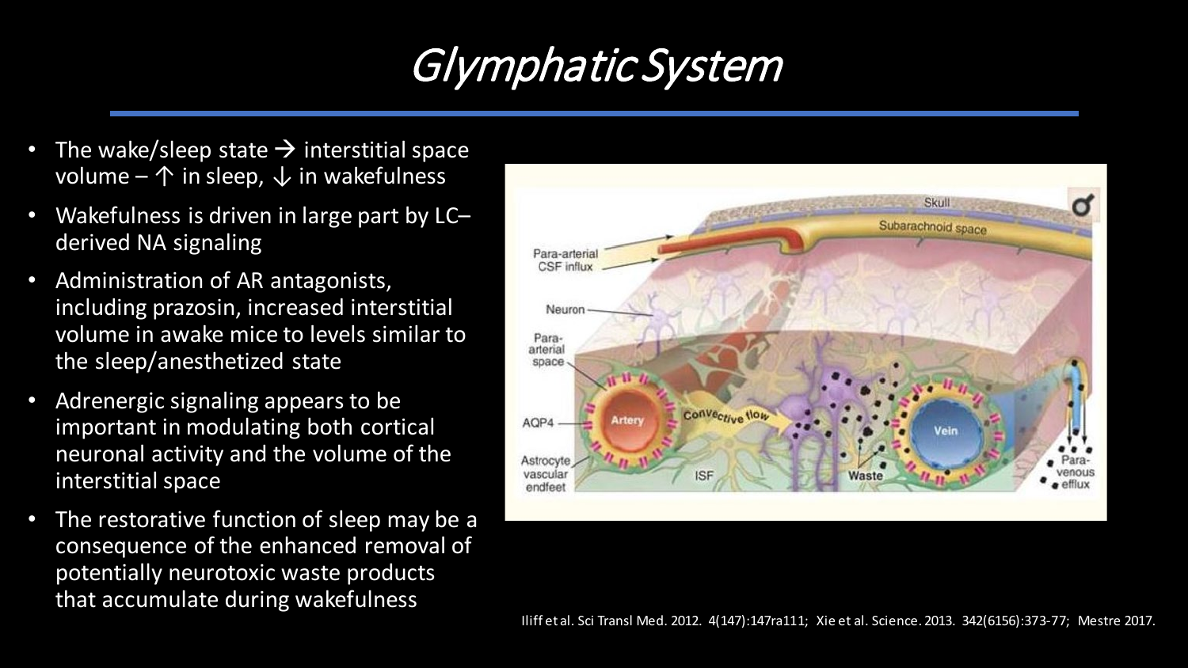# Glymphatic System

- The wake/sleep state → interstitial space volume – ↑ in sleep, ↓ in wakefulness
- Wakefulness is driven in large part by LC–derived NA signaling
- Administration of AR antagonists, including prazosin, increased interstitial volume in awake mice to levels similar to the sleep/anesthetized state
- Adrenergic signaling appears to be important in modulating both cortical neuronal activity and the volume of the interstitial space
- The restorative function of sleep may be a consequence of the enhanced removal of potentially neurotoxic waste products that accumulate during wakefulness

Iliff et al. Sci Transl Med. 2012. 4(147):147ra111; Xie et al. Science. 2013. 342(6156):373-77; Mestre 2017.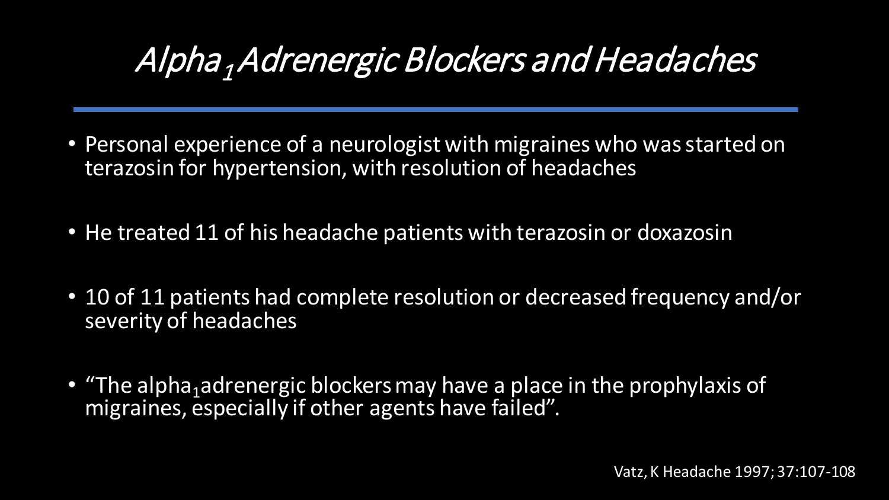# *$Alpha_1$ Adrenergic Blockers and Headaches*

- Personal experience of a neurologist with migraines who was started on terazosin for hypertension, with resolution of headaches
- He treated 11 of his headache patients with terazosin or doxazosin
- 10 of 11 patients had complete resolution or decreased frequency and/or severity of headaches
- "The $alpha_1$ adrenergic blockers may have a place in the prophylaxis of migraines, especially if other agents have failed".

Vatz, K Headache 1997; 37:107-108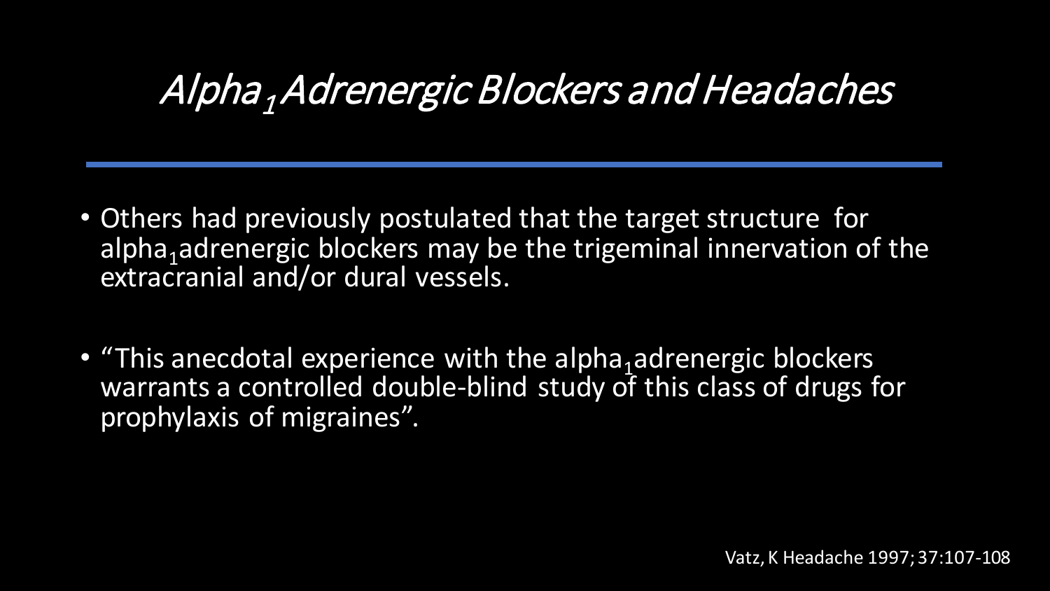# *Alpha$_1$ Adrenergic Blockers and Headaches*

- Others had previously postulated that the target structure for alpha$_1$adrenergic blockers may be the trigeminal innervation of the extracranial and/or dural vessels.
- "This anecdotal experience with the alpha$_1$adrenergic blockers warrants a controlled double-blind study of this class of drugs for prophylaxis of migraines".

Vatz, K Headache 1997; 37:107-108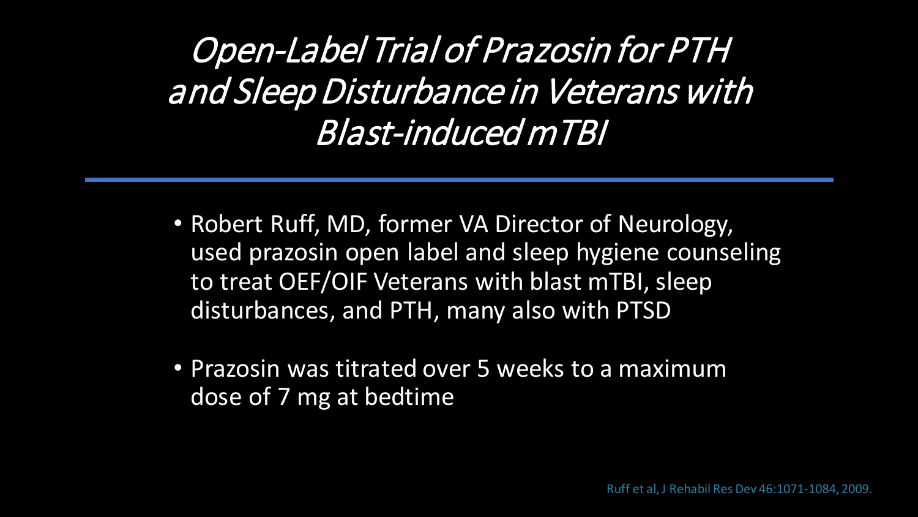# *Open-Label Trial of Prazosin for PTH and Sleep Disturbance in Veterans with Blast-induced mTBI*

- Robert Ruff, MD, former VA Director of Neurology, used prazosin open label and sleep hygiene counseling to treat OEF/OIF Veterans with blast mTBI, sleep disturbances, and PTH, many also with PTSD
- Prazosin was titrated over 5 weeks to a maximum dose of 7 mg at bedtime

Ruff et al, J Rehabil Res Dev 46:1071-1084, 2009.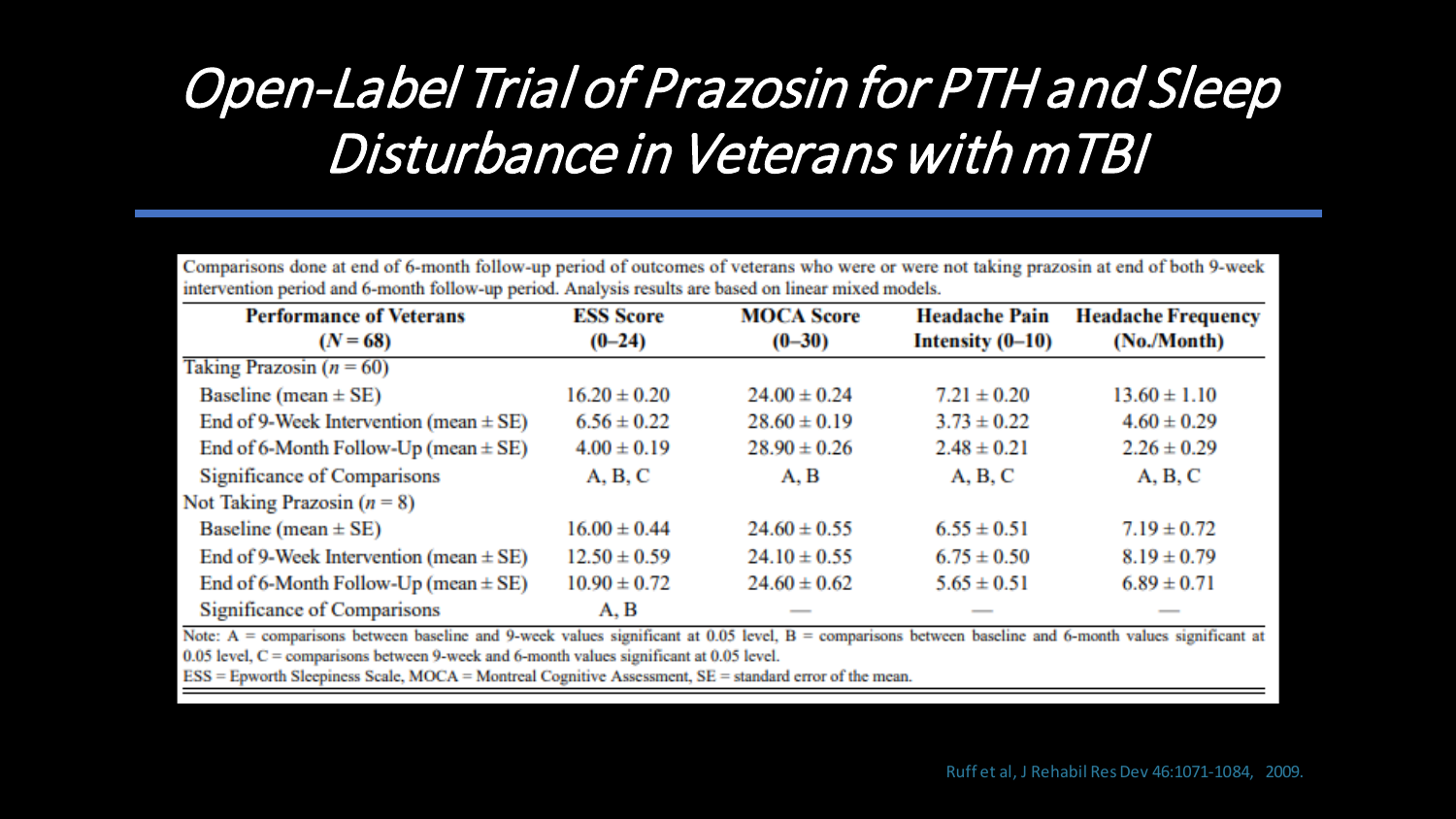# *Open-Label Trial of Prazosin for PTH and Sleep Disturbance in Veterans with mTBI*

Comparisons done at end of 6-month follow-up period of outcomes of veterans who were or were not taking prazosin at end of both 9-week intervention period and 6-month follow-up period. Analysis results are based on linear mixed models.

| Performance of Veterans ($N = 68$) | ESS Score (0–24) | MOCA Score (0–30) | Headache Pain Intensity (0–10) | Headache Frequency (No./Month) |
|---|---|---|---|---|
| Taking Prazosin ($n = 60$) | | | | |
| Baseline (mean ± SE) | 16.20 ± 0.20 | 24.00 ± 0.24 | 7.21 ± 0.20 | 13.60 ± 1.10 |
| End of 9-Week Intervention (mean ± SE) | 6.56 ± 0.22 | 28.60 ± 0.19 | 3.73 ± 0.22 | 4.60 ± 0.29 |
| End of 6-Month Follow-Up (mean ± SE) | 4.00 ± 0.19 | 28.90 ± 0.26 | 2.48 ± 0.21 | 2.26 ± 0.29 |
| Significance of Comparisons | A, B, C | A, B | A, B, C | A, B, C |
| Not Taking Prazosin ($n = 8$) | | | | |
| Baseline (mean ± SE) | 16.00 ± 0.44 | 24.60 ± 0.55 | 6.55 ± 0.51 | 7.19 ± 0.72 |
| End of 9-Week Intervention (mean ± SE) | 12.50 ± 0.59 | 24.10 ± 0.55 | 6.75 ± 0.50 | 8.19 ± 0.79 |
| End of 6-Month Follow-Up (mean ± SE) | 10.90 ± 0.72 | 24.60 ± 0.62 | 5.65 ± 0.51 | 6.89 ± 0.71 |
| Significance of Comparisons | A, B | — | — | — |

Note: A = comparisons between baseline and 9-week values significant at 0.05 level, B = comparisons between baseline and 6-month values significant at 0.05 level, C = comparisons between 9-week and 6-month values significant at 0.05 level.

ESS = Epworth Sleepiness Scale, MOCA = Montreal Cognitive Assessment, SE = standard error of the mean.

Ruff et al, J Rehabil Res Dev 46:1071-1084, 2009.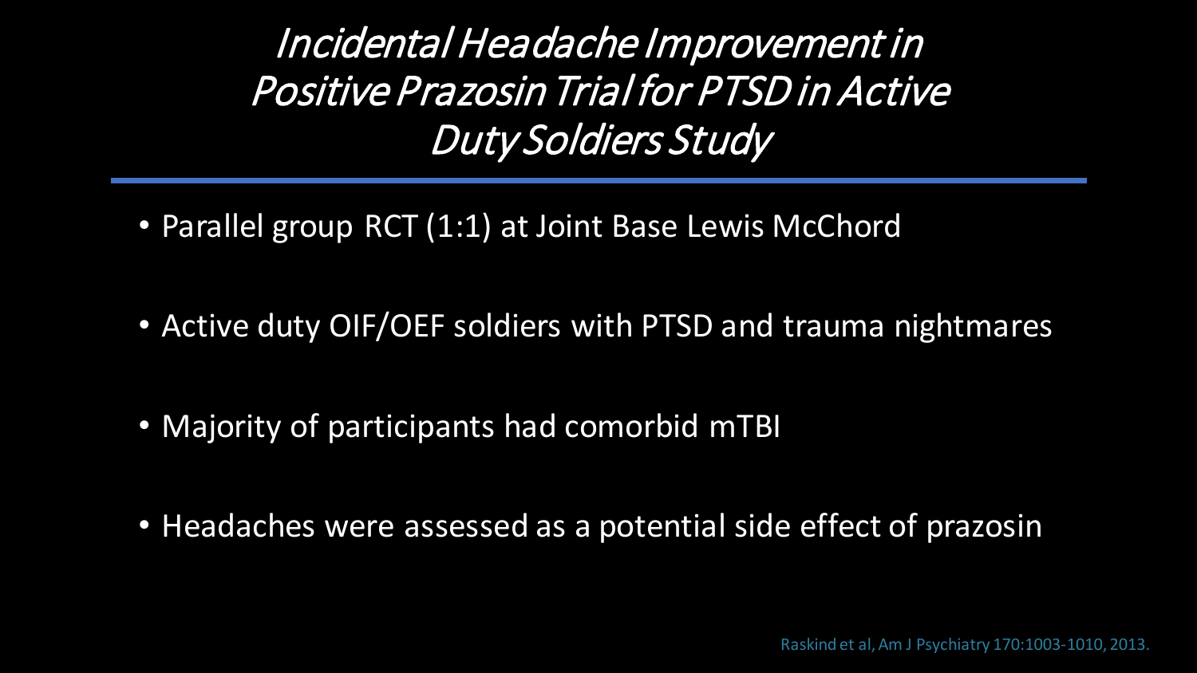# *Incidental Headache Improvement in Positive Prazosin Trial for PTSD in Active Duty Soldiers Study*

- Parallel group RCT (1:1) at Joint Base Lewis McChord
- Active duty OIF/OEF soldiers with PTSD and trauma nightmares
- Majority of participants had comorbid mTBI
- Headaches were assessed as a potential side effect of prazosin

Raskind et al, Am J Psychiatry 170:1003-1010, 2013.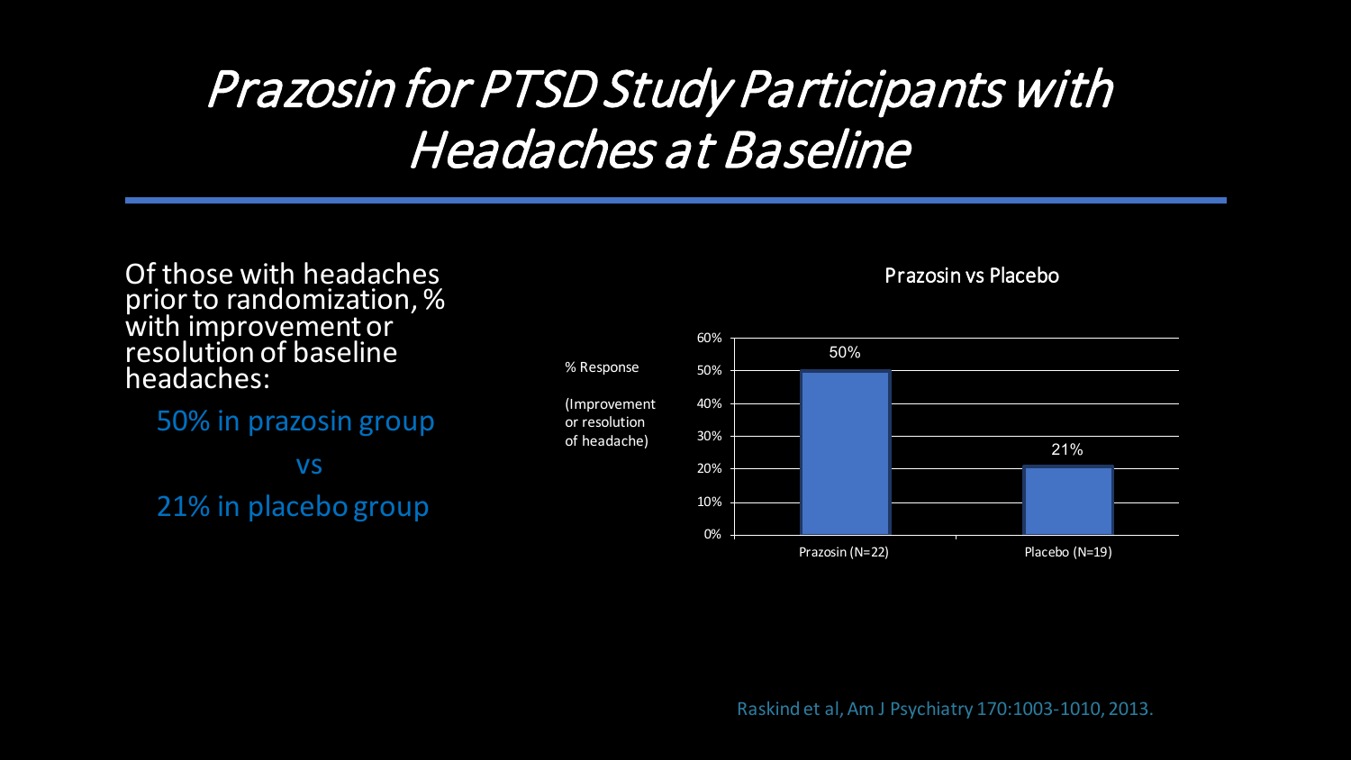# *Prazosin for PTSD Study Participants with Headaches at Baseline*

Of those with headaches prior to randomization, % with improvement or resolution of baseline headaches:

50% in prazosin group

vs

21% in placebo group

**Prazosin vs Placebo**

| % Response (Improvement or resolution of headache) | |
|---|---|
| Prazosin (N=22) | 50% |
| Placebo (N=19) | 21% |

Raskind et al, Am J Psychiatry 170:1003-1010, 2013.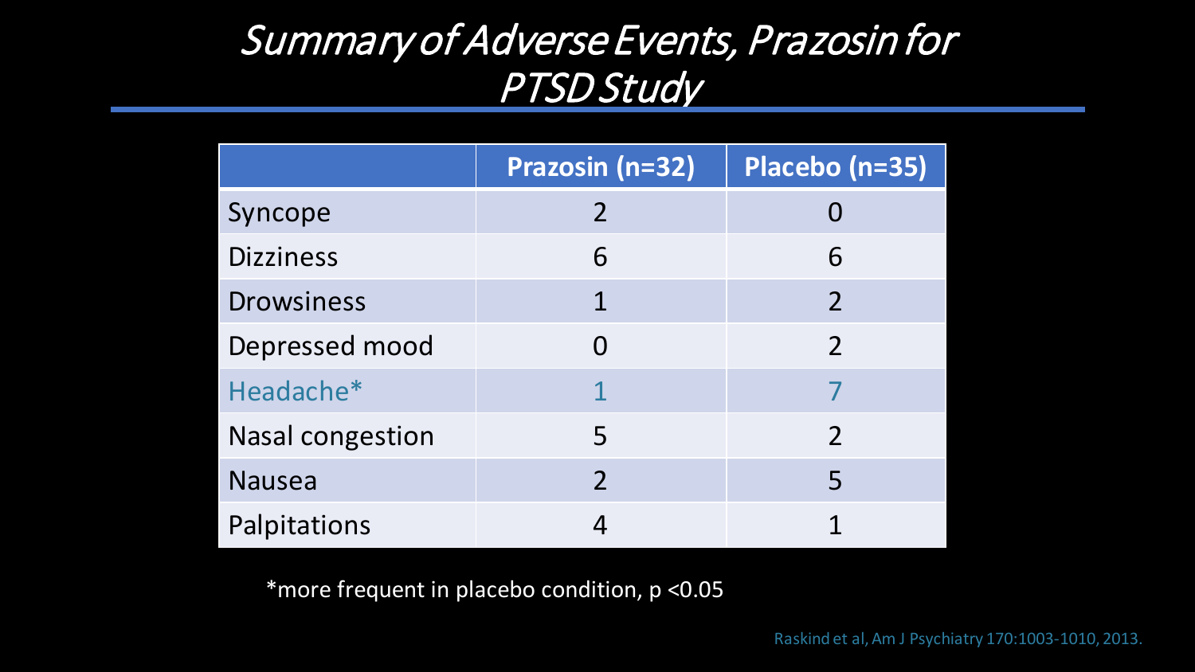# Summary of Adverse Events, Prazosin for PTSD Study

| | Prazosin (n=32) | Placebo (n=35) |
|---|---|---|
| Syncope | 2 | 0 |
| Dizziness | 6 | 6 |
| Drowsiness | 1 | 2 |
| Depressed mood | 0 | 2 |
| Headache* | 1 | 7 |
| Nasal congestion | 5 | 2 |
| Nausea | 2 | 5 |
| Palpitations | 4 | 1 |

*more frequent in placebo condition, $p < 0.05$

Raskind et al, Am J Psychiatry 170:1003-1010, 2013.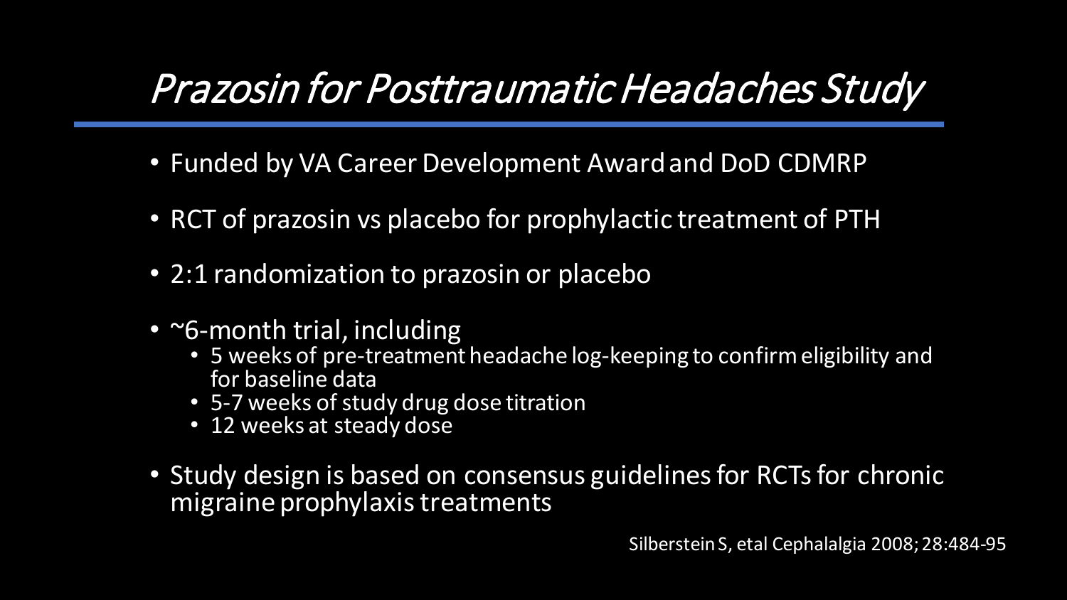# *Prazosin for Posttraumatic Headaches Study*

- Funded by VA Career Development Award and DoD CDMRP
- RCT of prazosin vs placebo for prophylactic treatment of PTH
- 2:1 randomization to prazosin or placebo
- ~6-month trial, including
  - 5 weeks of pre-treatment headache log-keeping to confirm eligibility and for baseline data
  - 5-7 weeks of study drug dose titration
  - 12 weeks at steady dose
- Study design is based on consensus guidelines for RCTs for chronic migraine prophylaxis treatments

Silberstein S, etal Cephalalgia 2008; 28:484-95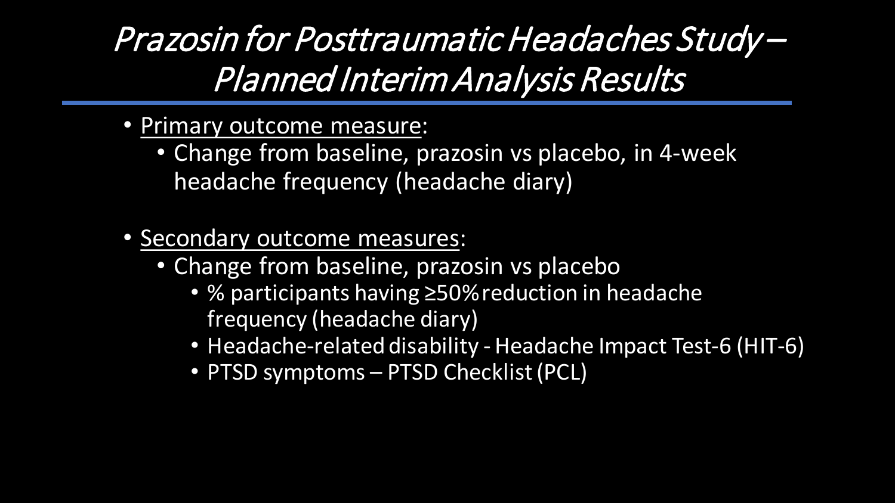# *Prazosin for Posttraumatic Headaches Study – Planned Interim Analysis Results*

- Primary outcome measure:
  - Change from baseline, prazosin vs placebo, in 4-week headache frequency (headache diary)
- Secondary outcome measures:
  - Change from baseline, prazosin vs placebo
    - % participants having ≥50% reduction in headache frequency (headache diary)
    - Headache-related disability - Headache Impact Test-6 (HIT-6)
    - PTSD symptoms – PTSD Checklist (PCL)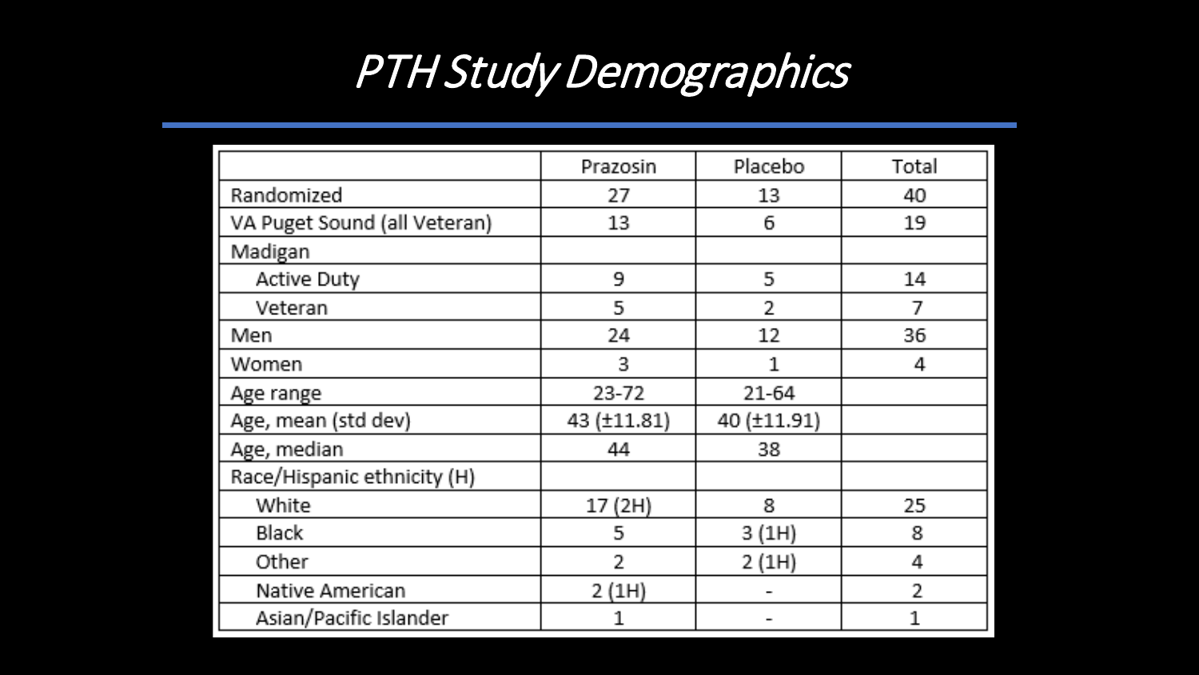# *PTH Study Demographics*

| | Prazosin | Placebo | Total |
|---|---|---|---|
| Randomized | 27 | 13 | 40 |
| VA Puget Sound (all Veteran) | 13 | 6 | 19 |
| Madigan | | | |
| Active Duty | 9 | 5 | 14 |
| Veteran | 5 | 2 | 7 |
| Men | 24 | 12 | 36 |
| Women | 3 | 1 | 4 |
| Age range | 23-72 | 21-64 | |
| Age, mean (std dev) | 43 (±11.81) | 40 (±11.91) | |
| Age, median | 44 | 38 | |
| Race/Hispanic ethnicity (H) | | | |
| White | 17 (2H) | 8 | 25 |
| Black | 5 | 3 (1H) | 8 |
| Other | 2 | 2 (1H) | 4 |
| Native American | 2 (1H) | - | 2 |
| Asian/Pacific Islander | 1 | - | 1 |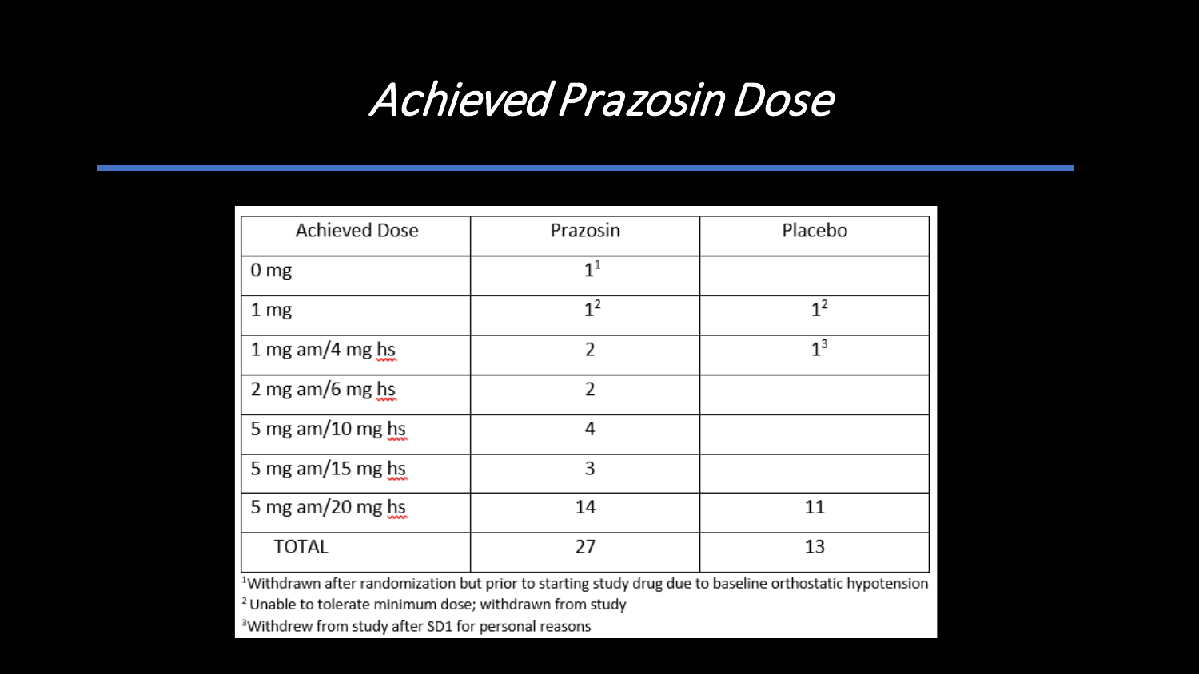# *Achieved Prazosin Dose*

| Achieved Dose | Prazosin | Placebo |
|---|---|---|
| 0 mg | 1[1] | |
| 1 mg | 1[2] | 1[2] |
| 1 mg am/4 mg hs | 2 | 1[3] |
| 2 mg am/6 mg hs | 2 | |
| 5 mg am/10 mg hs | 4 | |
| 5 mg am/15 mg hs | 3 | |
| 5 mg am/20 mg hs | 14 | 11 |
| TOTAL | 27 | 13 |

[1]Withdrawn after randomization but prior to starting study drug due to baseline orthostatic hypotension
[2] Unable to tolerate minimum dose; withdrawn from study
[3]Withdrew from study after SD1 for personal reasons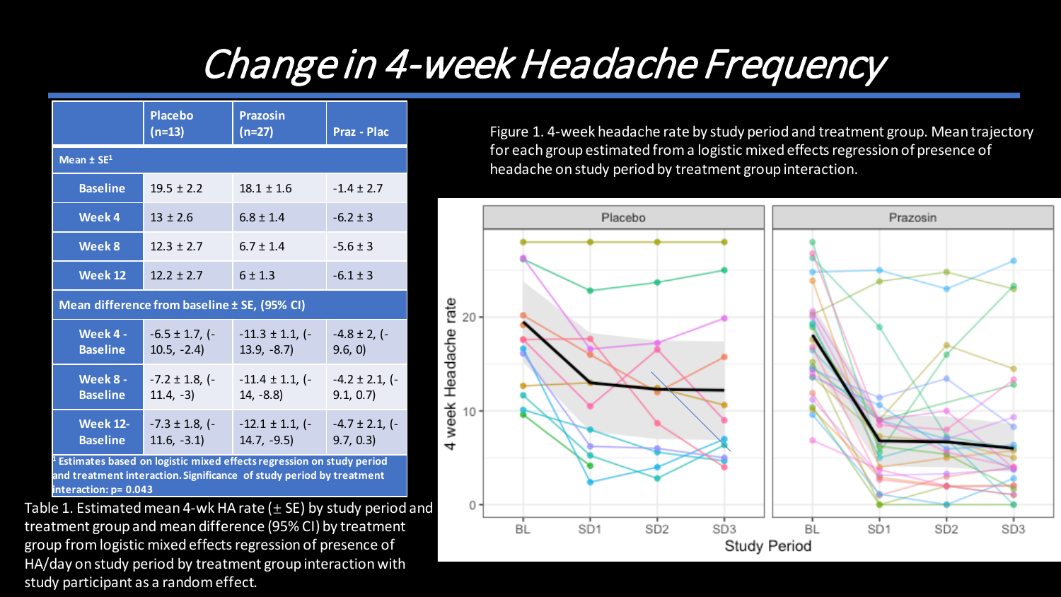# Change in 4-week Headache Frequency

| | Placebo (n=13) | Prazosin (n=27) | Praz - Plac |
|---|---|---|---|
| **Mean ± SE[1]** | | | |
| **Baseline** | 19.5 ± 2.2 | 18.1 ± 1.6 | -1.4 ± 2.7 |
| **Week 4** | 13 ± 2.6 | 6.8 ± 1.4 | -6.2 ± 3 |
| **Week 8** | 12.3 ± 2.7 | 6.7 ± 1.4 | -5.6 ± 3 |
| **Week 12** | 12.2 ± 2.7 | 6 ± 1.3 | -6.1 ± 3 |
| **Mean difference from baseline ± SE, (95% CI)** | | | |
| **Week 4 - Baseline** | -6.5 ± 1.7, (-10.5, -2.4) | -11.3 ± 1.1, (-13.9, -8.7) | -4.8 ± 2, (-9.6, 0) |
| **Week 8 - Baseline** | -7.2 ± 1.8, (-11.4, -3) | -11.4 ± 1.1, (-14, -8.8) | -4.2 ± 2.1, (-9.1, 0.7) |
| **Week 12- Baseline** | -7.3 ± 1.8, (-11.6, -3.1) | -12.1 ± 1.1, (-14.7, -9.5) | -4.7 ± 2.1, (-9.7, 0.3) |

[1] Estimates based on logistic mixed effects regression on study period and treatment interaction. Significance of study period by treatment interaction: p= 0.043

Table 1. Estimated mean 4-wk HA rate (± SE) by study period and treatment group and mean difference (95% CI) by treatment group from logistic mixed effects regression of presence of HA/day on study period by treatment group interaction with study participant as a random effect.

Figure 1. 4-week headache rate by study period and treatment group. Mean trajectory for each group estimated from a logistic mixed effects regression of presence of headache on study period by treatment group interaction.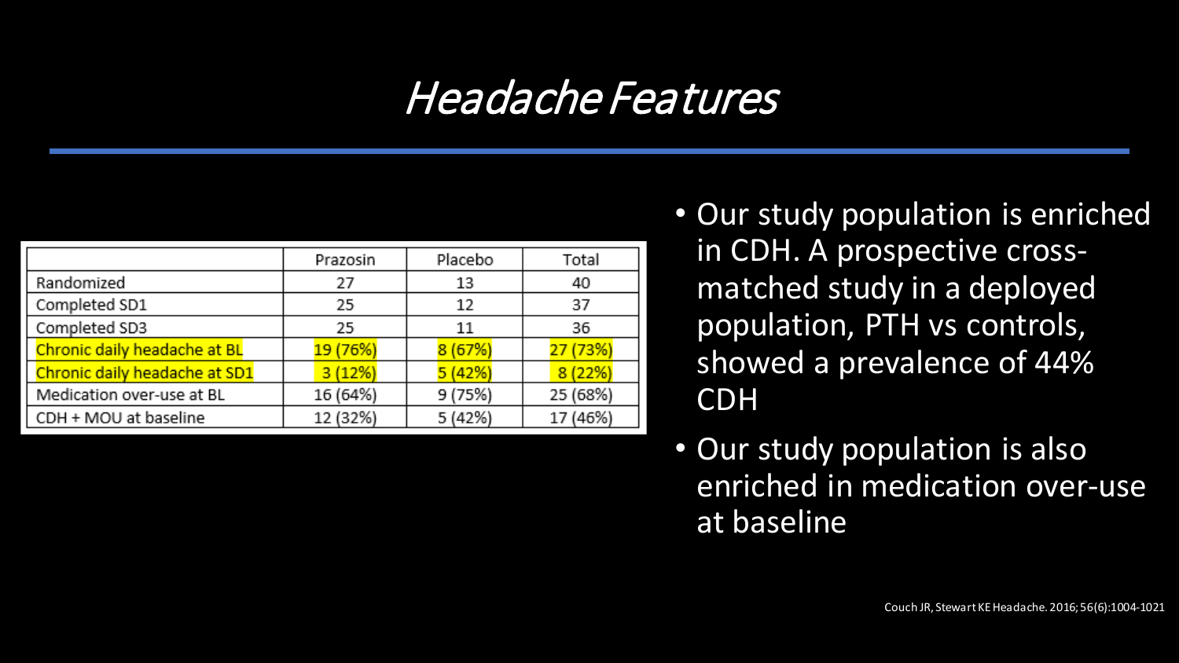# Headache Features

| | Prazosin | Placebo | Total |
|---|---|---|---|
| Randomized | 27 | 13 | 40 |
| Completed SD1 | 25 | 12 | 37 |
| Completed SD3 | 25 | 11 | 36 |
| Chronic daily headache at BL | 19 (76%) | 8 (67%) | 27 (73%) |
| Chronic daily headache at SD1 | 3 (12%) | 5 (42%) | 8 (22%) |
| Medication over-use at BL | 16 (64%) | 9 (75%) | 25 (68%) |
| CDH + MOU at baseline | 12 (32%) | 5 (42%) | 17 (46%) |

- Our study population is enriched in CDH. A prospective cross-matched study in a deployed population, PTH vs controls, showed a prevalence of 44% CDH
- Our study population is also enriched in medication over-use at baseline

Couch JR, Stewart KE Headache. 2016;56(6):1004-1021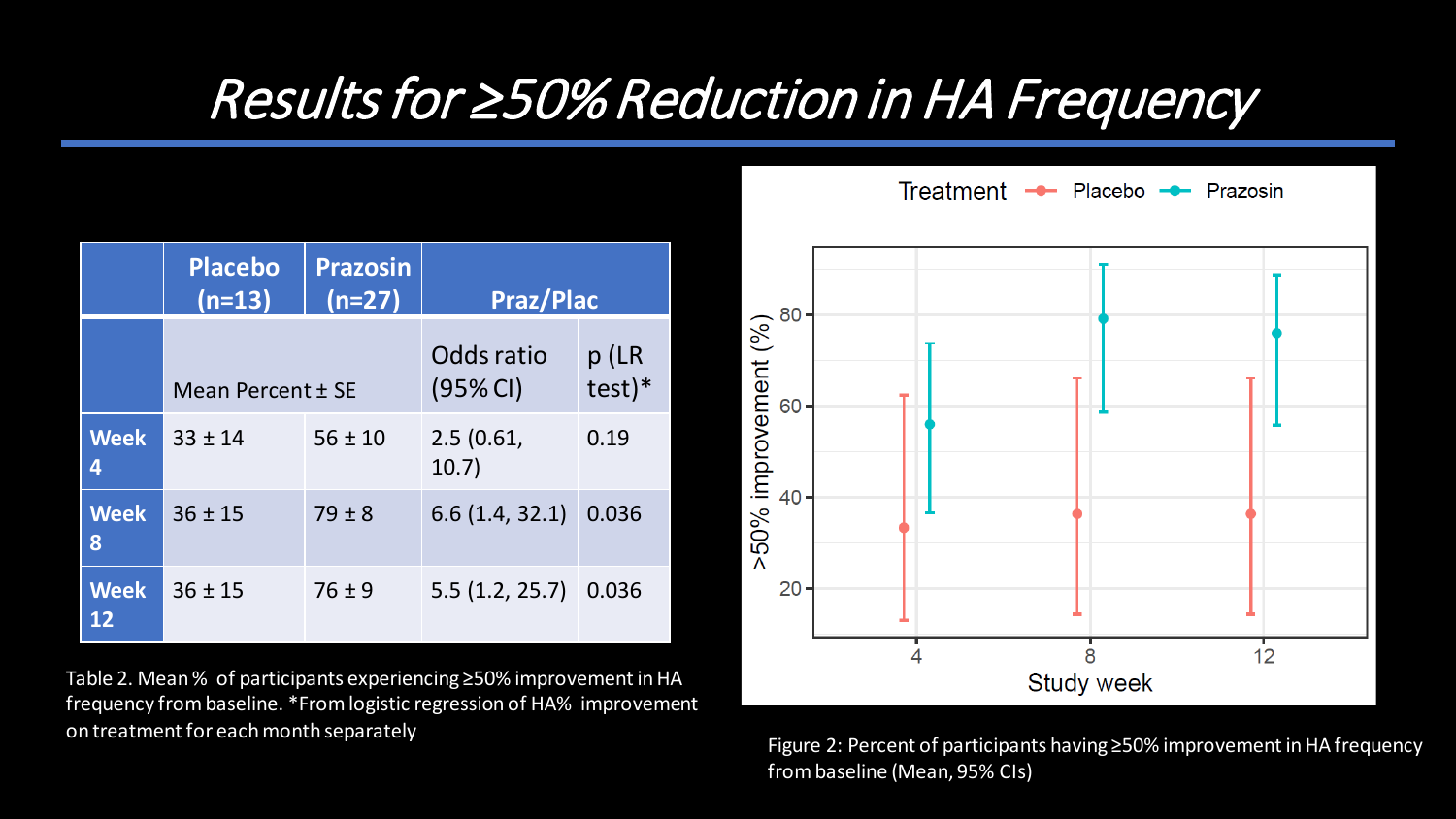# Results for ≥50% Reduction in HA Frequency

| | Placebo (n=13) | Prazosin (n=27) | Praz/Plac | |
|---|---|---|---|---|
| | Mean Percent ± SE | | Odds ratio (95% CI) | p (LR test)* |
| **Week 4** | 33 ± 14 | 56 ± 10 | 2.5 (0.61, 10.7) | 0.19 |
| **Week 8** | 36 ± 15 | 79 ± 8 | 6.6 (1.4, 32.1) | 0.036 |
| **Week 12** | 36 ± 15 | 76 ± 9 | 5.5 (1.2, 25.7) | 0.036 |

Table 2. Mean % of participants experiencing ≥50% improvement in HA frequency from baseline. *From logistic regression of HA% improvement on treatment for each month separately

Figure 2: Percent of participants having ≥50% improvement in HA frequency from baseline (Mean, 95% CIs)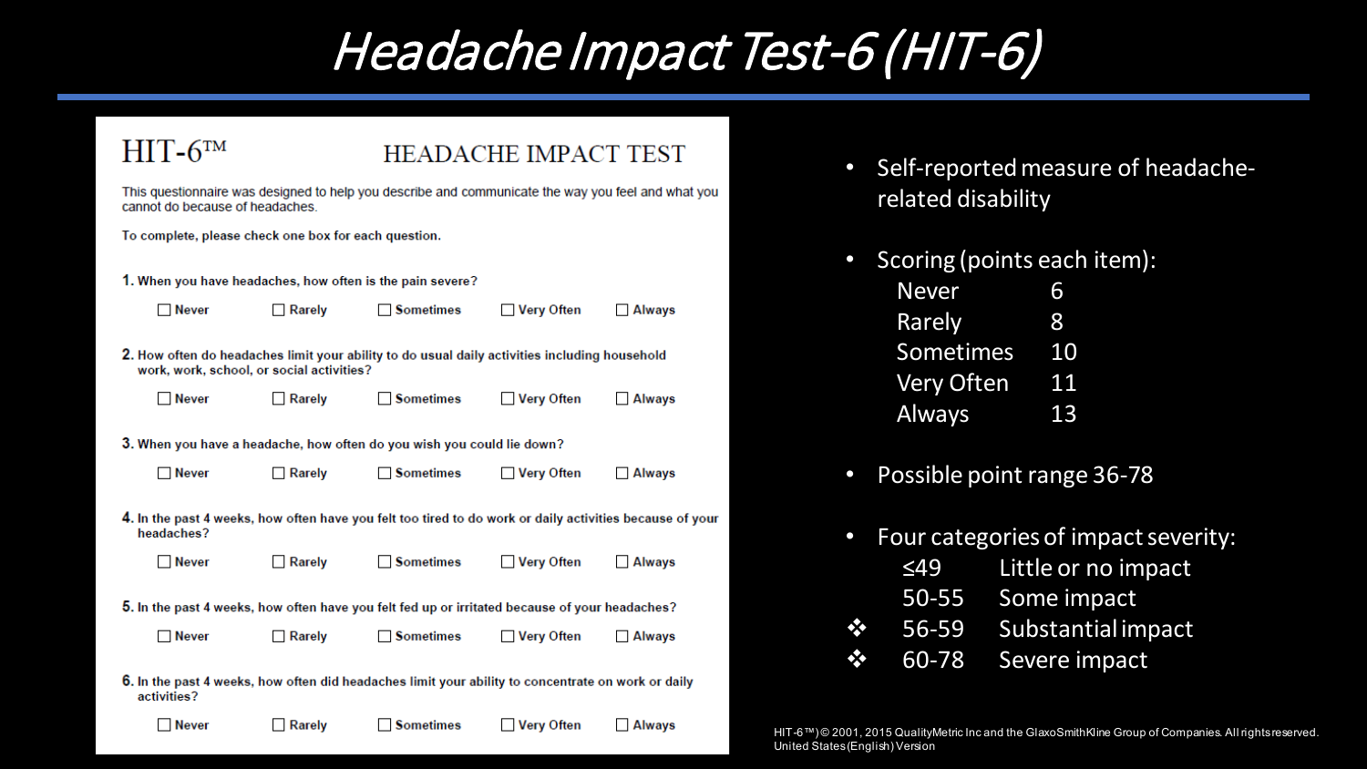# Headache Impact Test-6 (HIT-6)

## HIT-6™ HEADACHE IMPACT TEST

This questionnaire was designed to help you describe and communicate the way you feel and what you cannot do because of headaches.

**To complete, please check one box for each question.**

**1.** When you have headaches, how often is the pain severe?

☐ Never ☐ Rarely ☐ Sometimes ☐ Very Often ☐ Always

**2.** How often do headaches limit your ability to do usual daily activities including household work, work, school, or social activities?

☐ Never ☐ Rarely ☐ Sometimes ☐ Very Often ☐ Always

**3.** When you have a headache, how often do you wish you could lie down?

☐ Never ☐ Rarely ☐ Sometimes ☐ Very Often ☐ Always

**4.** In the past 4 weeks, how often have you felt too tired to do work or daily activities because of your headaches?

☐ Never ☐ Rarely ☐ Sometimes ☐ Very Often ☐ Always

**5.** In the past 4 weeks, how often have you felt fed up or irritated because of your headaches?

☐ Never ☐ Rarely ☐ Sometimes ☐ Very Often ☐ Always

**6.** In the past 4 weeks, how often did headaches limit your ability to concentrate on work or daily activities?

☐ Never ☐ Rarely ☐ Sometimes ☐ Very Often ☐ Always

- Self-reported measure of headache-related disability
- Scoring (points each item):

| | |
|---|---|
| Never | 6 |
| Rarely | 8 |
| Sometimes | 10 |
| Very Often | 11 |
| Always | 13 |

- Possible point range 36-78
- Four categories of impact severity:

| | | |
|---|---|---|
| | ≤49 | Little or no impact |
| | 50-55 | Some impact |
| ❖ | 56-59 | Substantial impact |
| ❖ | 60-78 | Severe impact |

HIT-6™) © 2001, 2015 QualityMetric Inc and the GlaxoSmithKline Group of Companies. All rights reserved. United States (English) Version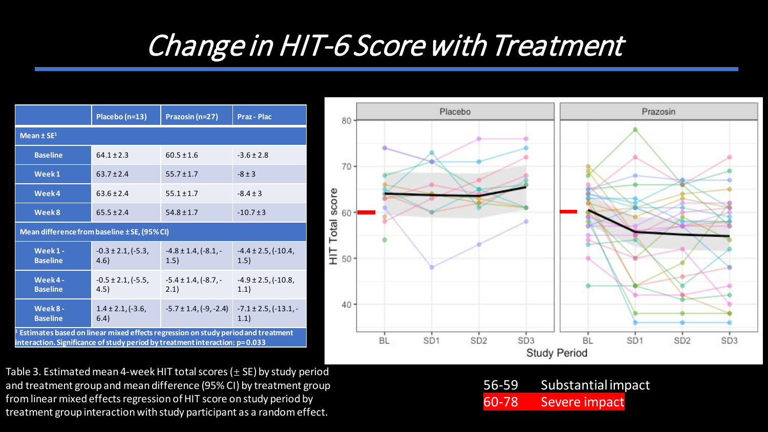# Change in HIT-6 Score with Treatment

| | Placebo (n=13) | Prazosin (n=27) | Praz - Plac |
|---|---|---|---|
| **Mean ± SE[1]** | | | |
| **Baseline** | 64.1 ± 2.3 | 60.5 ± 1.6 | -3.6 ± 2.8 |
| **Week 1** | 63.7 ± 2.4 | 55.7 ± 1.7 | -8 ± 3 |
| **Week 4** | 63.6 ± 2.4 | 55.1 ± 1.7 | -8.4 ± 3 |
| **Week 8** | 65.5 ± 2.4 | 54.8 ± 1.7 | -10.7 ± 3 |
| **Mean difference from baseline ± SE, (95% CI)** | | | |
| **Week 1 - Baseline** | -0.3 ± 2.1, (-5.3, 4.6) | -4.8 ± 1.4, (-8.1, -1.5) | -4.4 ± 2.5, (-10.4, 1.5) |
| **Week 4 - Baseline** | -0.5 ± 2.1, (-5.5, 4.5) | -5.4 ± 1.4, (-8.7, -2.1) | -4.9 ± 2.5, (-10.8, 1.1) |
| **Week 8 - Baseline** | 1.4 ± 2.1, (-3.6, 6.4) | -5.7 ± 1.4, (-9, -2.4) | -7.1 ± 2.5, (-13.1, -1.1) |

[1] Estimates based on linear mixed effects regression on study period and treatment interaction. Significance of study period by treatment interaction: p= 0.033

Table 3. Estimated mean 4-week HIT total scores (± SE) by study period and treatment group and mean difference (95% CI) by treatment group from linear mixed effects regression of HIT score on study period by treatment group interaction with study participant as a random effect.

56-59 Substantial impact

60-78 Severe impact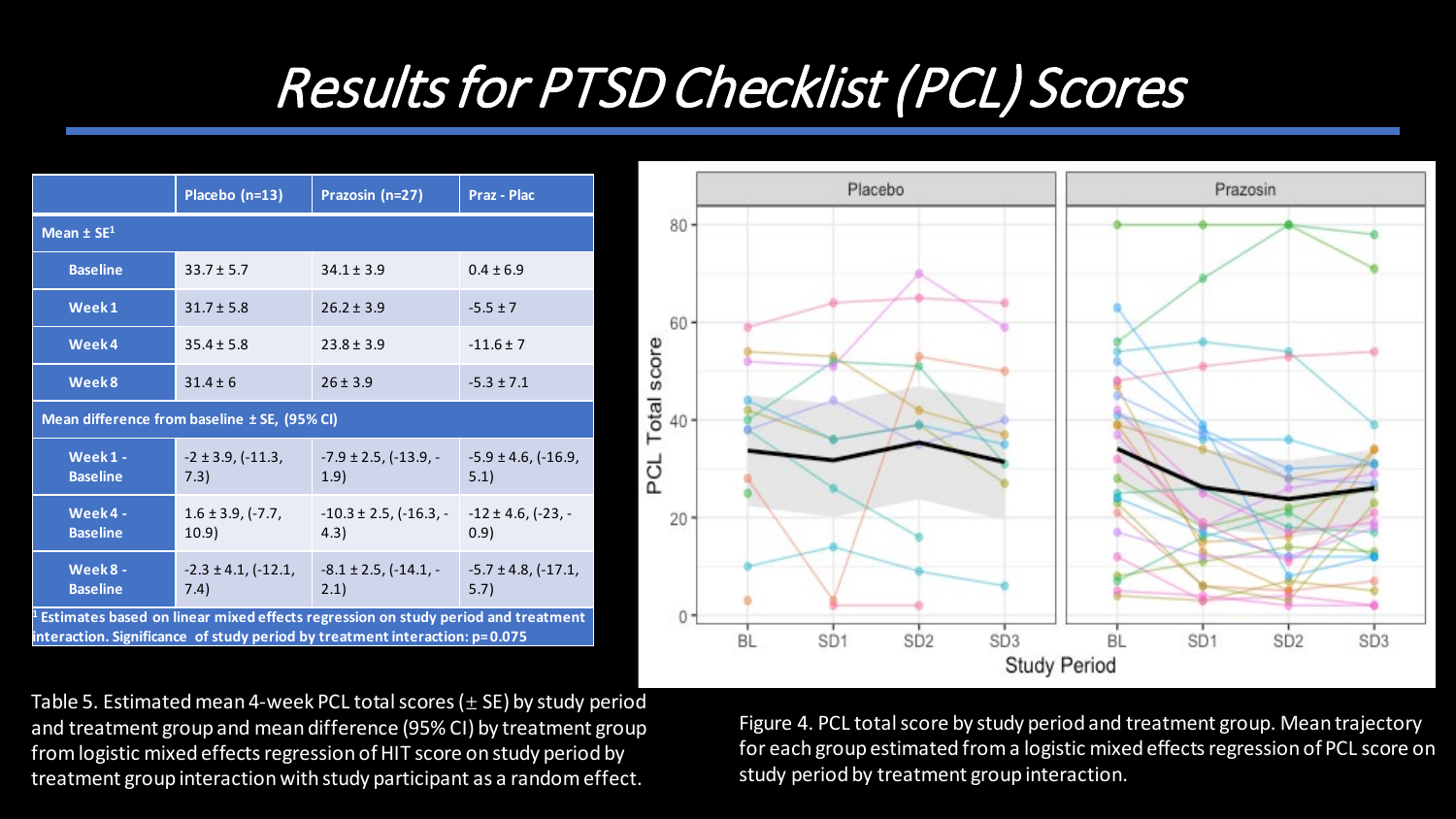# Results for PTSD Checklist (PCL) Scores

| | Placebo (n=13) | Prazosin (n=27) | Praz - Plac |
|---|---|---|---|
| **Mean ± SE[1]** | | | |
| **Baseline** | 33.7 ± 5.7 | 34.1 ± 3.9 | 0.4 ± 6.9 |
| **Week 1** | 31.7 ± 5.8 | 26.2 ± 3.9 | -5.5 ± 7 |
| **Week 4** | 35.4 ± 5.8 | 23.8 ± 3.9 | -11.6 ± 7 |
| **Week 8** | 31.4 ± 6 | 26 ± 3.9 | -5.3 ± 7.1 |
| **Mean difference from baseline ± SE, (95% CI)** | | | |
| **Week 1 - Baseline** | -2 ± 3.9, (-11.3, 7.3) | -7.9 ± 2.5, (-13.9, -1.9) | -5.9 ± 4.6, (-16.9, 5.1) |
| **Week 4 - Baseline** | 1.6 ± 3.9, (-7.7, 10.9) | -10.3 ± 2.5, (-16.3, -4.3) | -12 ± 4.6, (-23, -0.9) |
| **Week 8 - Baseline** | -2.3 ± 4.1, (-12.1, 7.4) | -8.1 ± 2.5, (-14.1, -2.1) | -5.7 ± 4.8, (-17.1, 5.7) |

[1] Estimates based on linear mixed effects regression on study period and treatment interaction. Significance of study period by treatment interaction: p=0.075

Table 5. Estimated mean 4-week PCL total scores (± SE) by study period and treatment group and mean difference (95% CI) by treatment group from logistic mixed effects regression of HIT score on study period by treatment group interaction with study participant as a random effect.

Figure 4. PCL total score by study period and treatment group. Mean trajectory for each group estimated from a logistic mixed effects regression of PCL score on study period by treatment group interaction.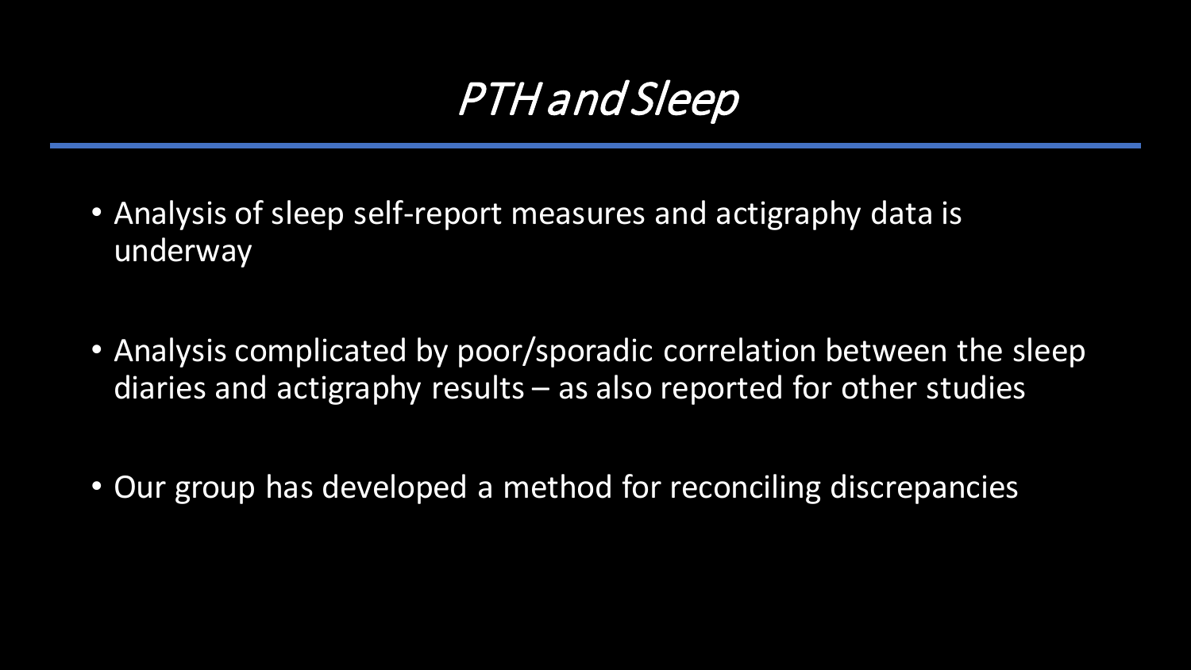# *PTH and Sleep*

- Analysis of sleep self-report measures and actigraphy data is underway
- Analysis complicated by poor/sporadic correlation between the sleep diaries and actigraphy results – as also reported for other studies
- Our group has developed a method for reconciling discrepancies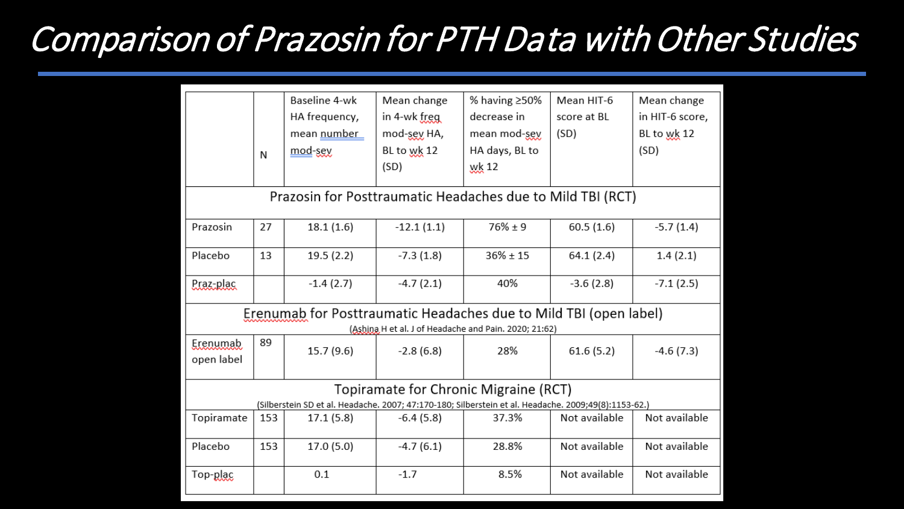# Comparison of Prazosin for PTH Data with Other Studies

| | N | Baseline 4-wk HA frequency, mean number mod-sev | Mean change in 4-wk freq mod-sev HA, BL to wk 12 (SD) | % having ≥50% decrease in mean mod-sev HA days, BL to wk 12 | Mean HIT-6 score at BL (SD) | Mean change in HIT-6 score, BL to wk 12 (SD) |
|---|---|---|---|---|---|---|
| **Prazosin for Posttraumatic Headaches due to Mild TBI (RCT)** | | | | | | |
| Prazosin | 27 | 18.1 (1.6) | -12.1 (1.1) | 76% ± 9 | 60.5 (1.6) | -5.7 (1.4) |
| Placebo | 13 | 19.5 (2.2) | -7.3 (1.8) | 36% ± 15 | 64.1 (2.4) | 1.4 (2.1) |
| Praz-plac | | -1.4 (2.7) | -4.7 (2.1) | 40% | -3.6 (2.8) | -7.1 (2.5) |
| **Erenumab for Posttraumatic Headaches due to Mild TBI (open label)** (Ashina H et al. J of Headache and Pain. 2020; 21:62) | | | | | | |
| Erenumab open label | 89 | 15.7 (9.6) | -2.8 (6.8) | 28% | 61.6 (5.2) | -4.6 (7.3) |
| **Topiramate for Chronic Migraine (RCT)** (Silberstein SD et al. Headache. 2007; 47:170-180; Silberstein et al. Headache. 2009;49(8):1153-62.) | | | | | | |
| Topiramate | 153 | 17.1 (5.8) | -6.4 (5.8) | 37.3% | Not available | Not available |
| Placebo | 153 | 17.0 (5.0) | -4.7 (6.1) | 28.8% | Not available | Not available |
| Top-plac | | 0.1 | -1.7 | 8.5% | Not available | Not available |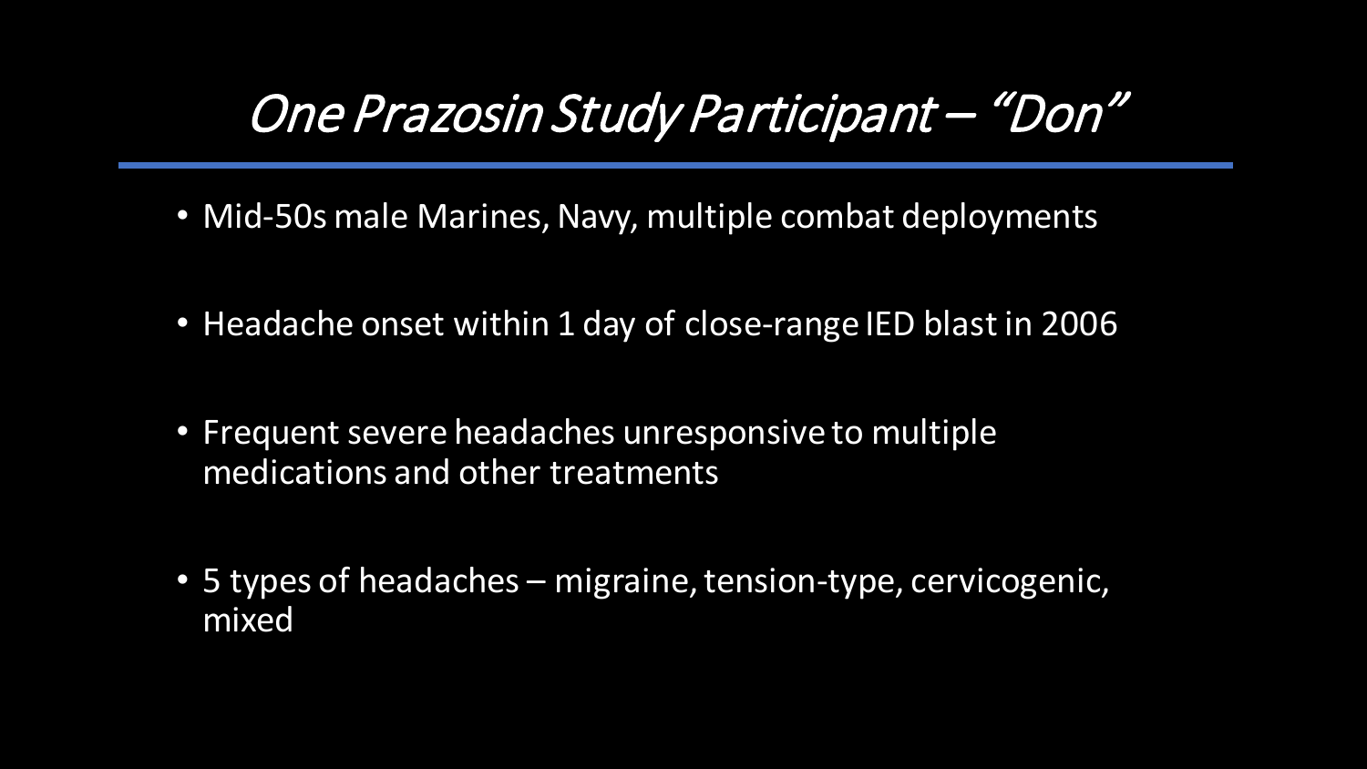# *One Prazosin Study Participant – "Don"*

- Mid-50s male Marines, Navy, multiple combat deployments
- Headache onset within 1 day of close-range IED blast in 2006
- Frequent severe headaches unresponsive to multiple medications and other treatments
- 5 types of headaches – migraine, tension-type, cervicogenic, mixed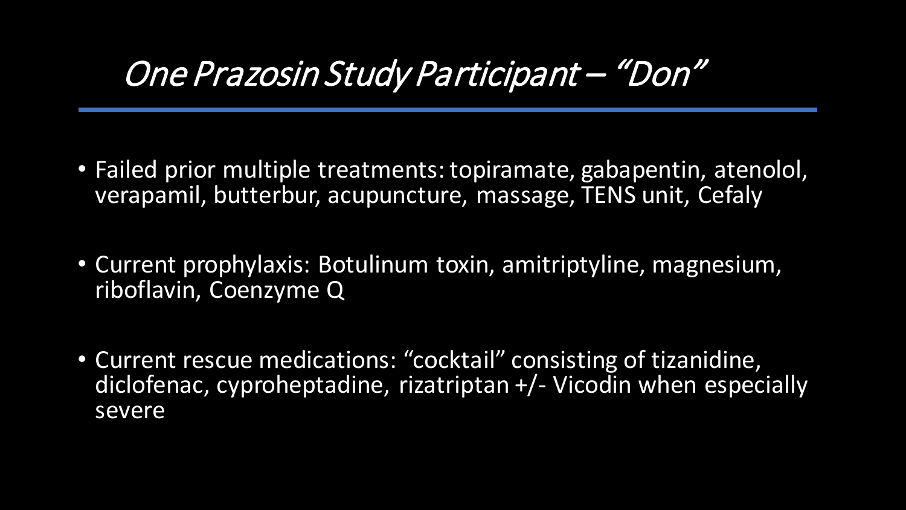# *One Prazosin Study Participant – “Don”*

- Failed prior multiple treatments: topiramate, gabapentin, atenolol, verapamil, butterbur, acupuncture, massage, TENS unit, Cefaly

- Current prophylaxis: Botulinum toxin, amitriptyline, magnesium, riboflavin, Coenzyme Q

- Current rescue medications: “cocktail” consisting of tizanidine, diclofenac, cyproheptadine, rizatriptan +/- Vicodin when especially severe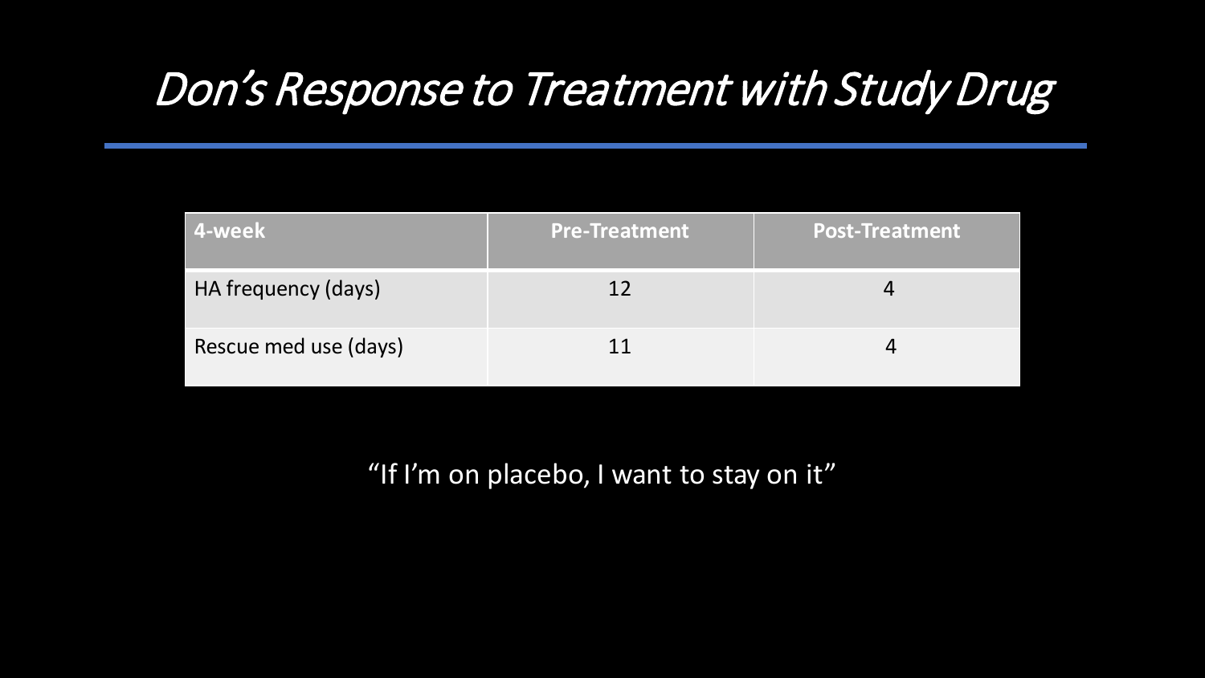# *Don's Response to Treatment with Study Drug*

| 4-week | Pre-Treatment | Post-Treatment |
|---|---|---|
| HA frequency (days) | 12 | 4 |
| Rescue med use (days) | 11 | 4 |

"If I'm on placebo, I want to stay on it"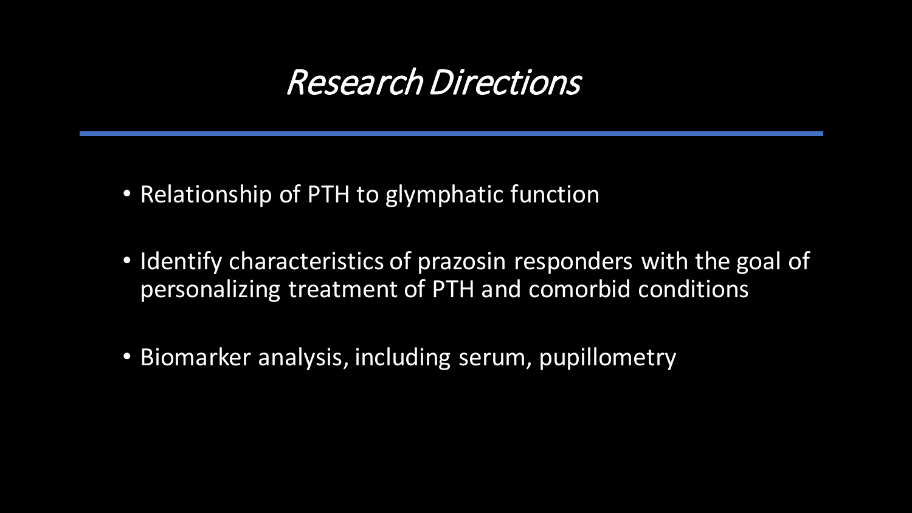# *Research Directions*

- Relationship of PTH to glymphatic function
- Identify characteristics of prazosin responders with the goal of personalizing treatment of PTH and comorbid conditions
- Biomarker analysis, including serum, pupillometry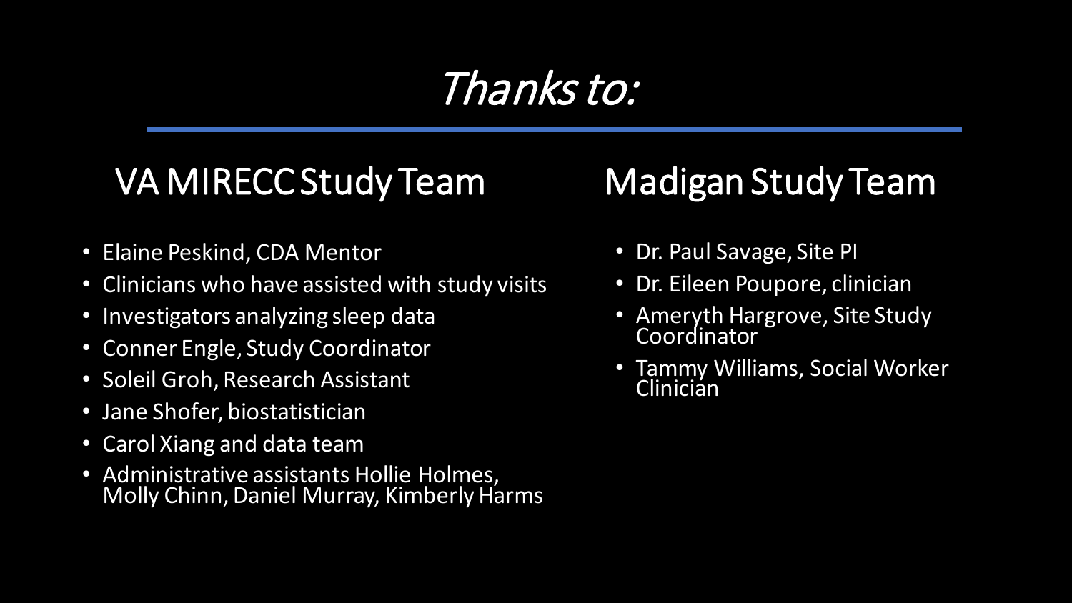# *Thanks to:*

## VA MIRECC Study Team

- Elaine Peskind, CDA Mentor
- Clinicians who have assisted with study visits
- Investigators analyzing sleep data
- Conner Engle, Study Coordinator
- Soleil Groh, Research Assistant
- Jane Shofer, biostatistician
- Carol Xiang and data team
- Administrative assistants Hollie Holmes, Molly Chinn, Daniel Murray, Kimberly Harms

## Madigan Study Team

- Dr. Paul Savage, Site PI
- Dr. Eileen Poupore, clinician
- Ameryth Hargrove, Site Study Coordinator
- Tammy Williams, Social Worker Clinician